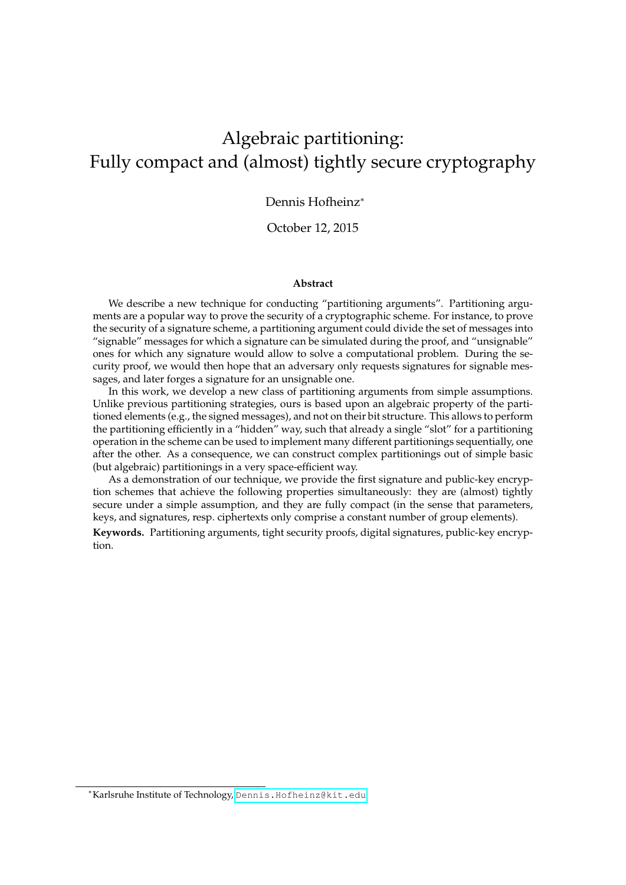# Algebraic partitioning: Fully compact and (almost) tightly secure cryptography

Dennis Hofheinz[*]

October 12, 2015

### Abstract

We describe a new technique for conducting "partitioning arguments". Partitioning arguments are a popular way to prove the security of a cryptographic scheme. For instance, to prove the security of a signature scheme, a partitioning argument could divide the set of messages into "signable" messages for which a signature can be simulated during the proof, and "unsignable" ones for which any signature would allow to solve a computational problem. During the security proof, we would then hope that an adversary only requests signatures for signable messages, and later forges a signature for an unsignable one.

In this work, we develop a new class of partitioning arguments from simple assumptions. Unlike previous partitioning strategies, ours is based upon an algebraic property of the partitioned elements (e.g., the signed messages), and not on their bit structure. This allows to perform the partitioning efficiently in a "hidden" way, such that already a single "slot" for a partitioning operation in the scheme can be used to implement many different partitionings sequentially, one after the other. As a consequence, we can construct complex partitionings out of simple basic (but algebraic) partitionings in a very space-efficient way.

As a demonstration of our technique, we provide the first signature and public-key encryption schemes that achieve the following properties simultaneously: they are (almost) tightly secure under a simple assumption, and they are fully compact (in the sense that parameters, keys, and signatures, resp. ciphertexts only comprise a constant number of group elements).

**Keywords.** Partitioning arguments, tight security proofs, digital signatures, public-key encryption.

---

[*] Karlsruhe Institute of Technology, Dennis.Hofheinz@kit.edu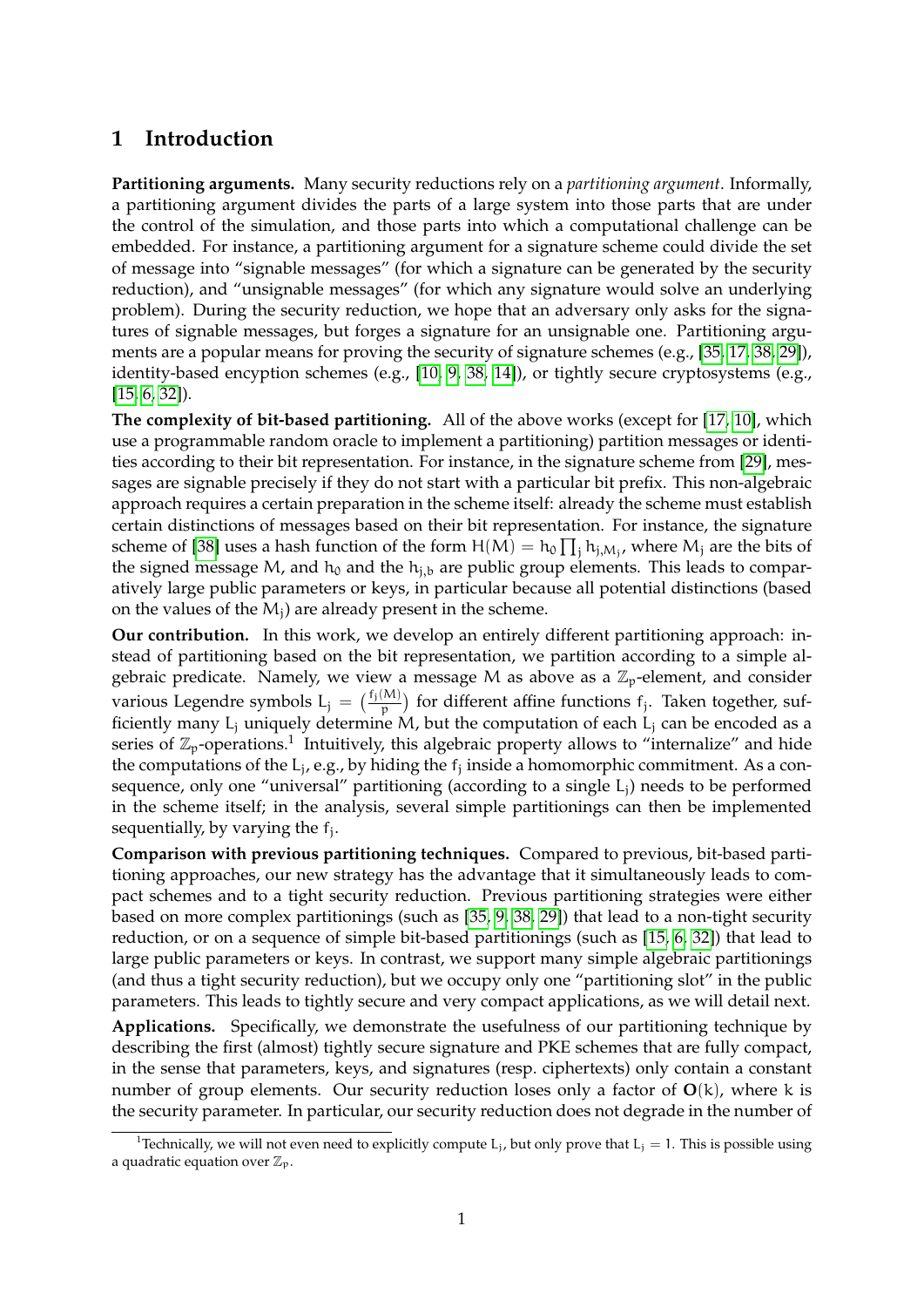# 1 Introduction

**Partitioning arguments.** Many security reductions rely on a *partitioning argument*. Informally, a partitioning argument divides the parts of a large system into those parts that are under the control of the simulation, and those parts into which a computational challenge can be embedded. For instance, a partitioning argument for a signature scheme could divide the set of message into "signable messages" (for which a signature can be generated by the security reduction), and "unsignable messages" (for which any signature would solve an underlying problem). During the security reduction, we hope that an adversary only asks for the signatures of signable messages, but forges a signature for an unsignable one. Partitioning arguments are a popular means for proving the security of signature schemes (e.g., [35, 17, 38, 29]), identity-based encyption schemes (e.g., [10, 9, 38, 14]), or tightly secure cryptosystems (e.g., [15, 6, 32]).

**The complexity of bit-based partitioning.** All of the above works (except for [17, 10], which use a programmable random oracle to implement a partitioning) partition messages or identities according to their bit representation. For instance, in the signature scheme from [29], messages are signable precisely if they do not start with a particular bit prefix. This non-algebraic approach requires a certain preparation in the scheme itself: already the scheme must establish certain distinctions of messages based on their bit representation. For instance, the signature scheme of [38] uses a hash function of the form $H(M) = h_0 \prod_j h_{j,M_j}$, where $M_j$ are the bits of the signed message M, and $h_0$ and the $h_{j,b}$ are public group elements. This leads to comparatively large public parameters or keys, in particular because all potential distinctions (based on the values of the $M_j$) are already present in the scheme.

**Our contribution.** In this work, we develop an entirely different partitioning approach: instead of partitioning based on the bit representation, we partition according to a simple algebraic predicate. Namely, we view a message M as above as a $\mathbb{Z}_p$-element, and consider various Legendre symbols $L_j = \left(\frac{f_j(M)}{p}\right)$ for different affine functions $f_j$. Taken together, sufficiently many $L_j$ uniquely determine M, but the computation of each $L_j$ can be encoded as a series of $\mathbb{Z}_p$-operations.[1] Intuitively, this algebraic property allows to "internalize" and hide the computations of the $L_j$, e.g., by hiding the $f_j$ inside a homomorphic commitment. As a consequence, only one "universal" partitioning (according to a single $L_j$) needs to be performed in the scheme itself; in the analysis, several simple partitionings can then be implemented sequentially, by varying the $f_j$.

**Comparison with previous partitioning techniques.** Compared to previous, bit-based partitioning approaches, our new strategy has the advantage that it simultaneously leads to compact schemes and to a tight security reduction. Previous partitioning strategies were either based on more complex partitionings (such as [35, 9, 38, 29]) that lead to a non-tight security reduction, or on a sequence of simple bit-based partitionings (such as [15, 6, 32]) that lead to large public parameters or keys. In contrast, we support many simple algebraic partitionings (and thus a tight security reduction), but we occupy only one "partitioning slot" in the public parameters. This leads to tightly secure and very compact applications, as we will detail next.

**Applications.** Specifically, we demonstrate the usefulness of our partitioning technique by describing the first (almost) tightly secure signature and PKE schemes that are fully compact, in the sense that parameters, keys, and signatures (resp. ciphertexts) only contain a constant number of group elements. Our security reduction loses only a factor of $\mathbf{O}(k)$, where k is the security parameter. In particular, our security reduction does not degrade in the number of

[1] Technically, we will not even need to explicitly compute $L_j$, but only prove that $L_j = 1$. This is possible using a quadratic equation over $\mathbb{Z}_p$.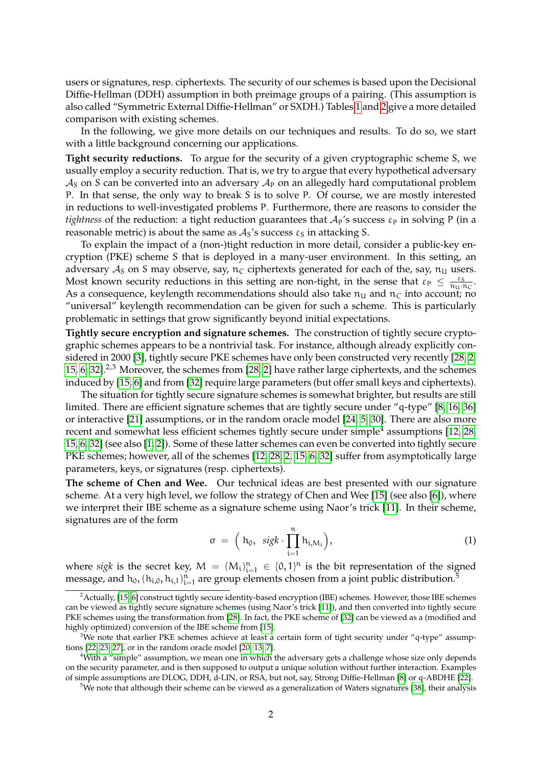users or signatures, resp. ciphertexts. The security of our schemes is based upon the Decisional Diffie-Hellman (DDH) assumption in both preimage groups of a pairing. (This assumption is also called "Symmetric External Diffie-Hellman" or SXDH.) Tables 1 and 2 give a more detailed comparison with existing schemes.

In the following, we give more details on our techniques and results. To do so, we start with a little background concerning our applications.

**Tight security reductions.** To argue for the security of a given cryptographic scheme S, we usually employ a security reduction. That is, we try to argue that every hypothetical adversary $\mathcal{A}_S$ on S can be converted into an adversary $\mathcal{A}_P$ on an allegedly hard computational problem P. In that sense, the only way to break S is to solve P. Of course, we are mostly interested in reductions to well-investigated problems P. Furthermore, there are reasons to consider the *tightness* of the reduction: a tight reduction guarantees that $\mathcal{A}_P$'s success $\varepsilon_P$ in solving P (in a reasonable metric) is about the same as $\mathcal{A}_S$'s success $\varepsilon_S$ in attacking S.

To explain the impact of a (non-)tight reduction in more detail, consider a public-key encryption (PKE) scheme S that is deployed in a many-user environment. In this setting, an adversary $\mathcal{A}_S$ on S may observe, say, $n_C$ ciphertexts generated for each of the, say, $n_U$ users. Most known security reductions in this setting are non-tight, in the sense that $\varepsilon_P \leq \frac{\varepsilon_S}{n_U \cdot n_C}$. As a consequence, keylength recommendations should also take $n_U$ and $n_C$ into account; no "universal" keylength recommendation can be given for such a scheme. This is particularly problematic in settings that grow significantly beyond initial expectations.

**Tightly secure encryption and signature schemes.** The construction of tightly secure cryptographic schemes appears to be a nontrivial task. For instance, although already explicitly considered in 2000 [3], tightly secure PKE schemes have only been constructed very recently [28, 2, 15, 6, 32].[2,3] Moreover, the schemes from [28, 2] have rather large ciphertexts, and the schemes induced by [15, 6] and from [32] require large parameters (but offer small keys and ciphertexts).

The situation for tightly secure signature schemes is somewhat brighter, but results are still limited. There are efficient signature schemes that are tightly secure under "q-type" [8, 16, 36] or interactive [21] assumptions, or in the random oracle model [24, 5, 30]. There are also more recent and somewhat less efficient schemes tightly secure under simple[4] assumptions [12, 28, 15, 6, 32] (see also [1, 2]). Some of these latter schemes can even be converted into tightly secure PKE schemes; however, all of the schemes [12, 28, 2, 15, 6, 32] suffer from asymptotically large parameters, keys, or signatures (resp. ciphertexts).

**The scheme of Chen and Wee.** Our technical ideas are best presented with our signature scheme. At a very high level, we follow the strategy of Chen and Wee [15] (see also [6]), where we interpret their IBE scheme as a signature scheme using Naor's trick [11]. In their scheme, signatures are of the form

$$\sigma = \Big( h_0, \;\; sigk \cdot \prod_{i=1}^{n} h_{i,M_i} \Big), \tag{1}$$

where *sigk* is the secret key, $M = (M_i)_{i=1}^n \in \{0,1\}^n$ is the bit representation of the signed message, and $h_0, (h_{i,0}, h_{i,1})_{i=1}^n$ are group elements chosen from a joint public distribution.[5]

---

[2] Actually, [15, 6] construct tightly secure identity-based encryption (IBE) schemes. However, those IBE schemes can be viewed as tightly secure signature schemes (using Naor's trick [11]), and then converted into tightly secure PKE schemes using the transformation from [28]. In fact, the PKE scheme of [32] can be viewed as a (modified and highly optimized) conversion of the IBE scheme from [15].

[3] We note that earlier PKE schemes achieve at least a certain form of tight security under "q-type" assumptions [22, 23, 27], or in the random oracle model [20, 13, 7].

[4] With a "simple" assumption, we mean one in which the adversary gets a challenge whose size only depends on the security parameter, and is then supposed to output a unique solution without further interaction. Examples of simple assumptions are DLOG, DDH, d-LIN, or RSA, but not, say, Strong Diffie-Hellman [8] or q-ABDHE [22].

[5] We note that although their scheme can be viewed as a generalization of Waters signatures [38], their analysis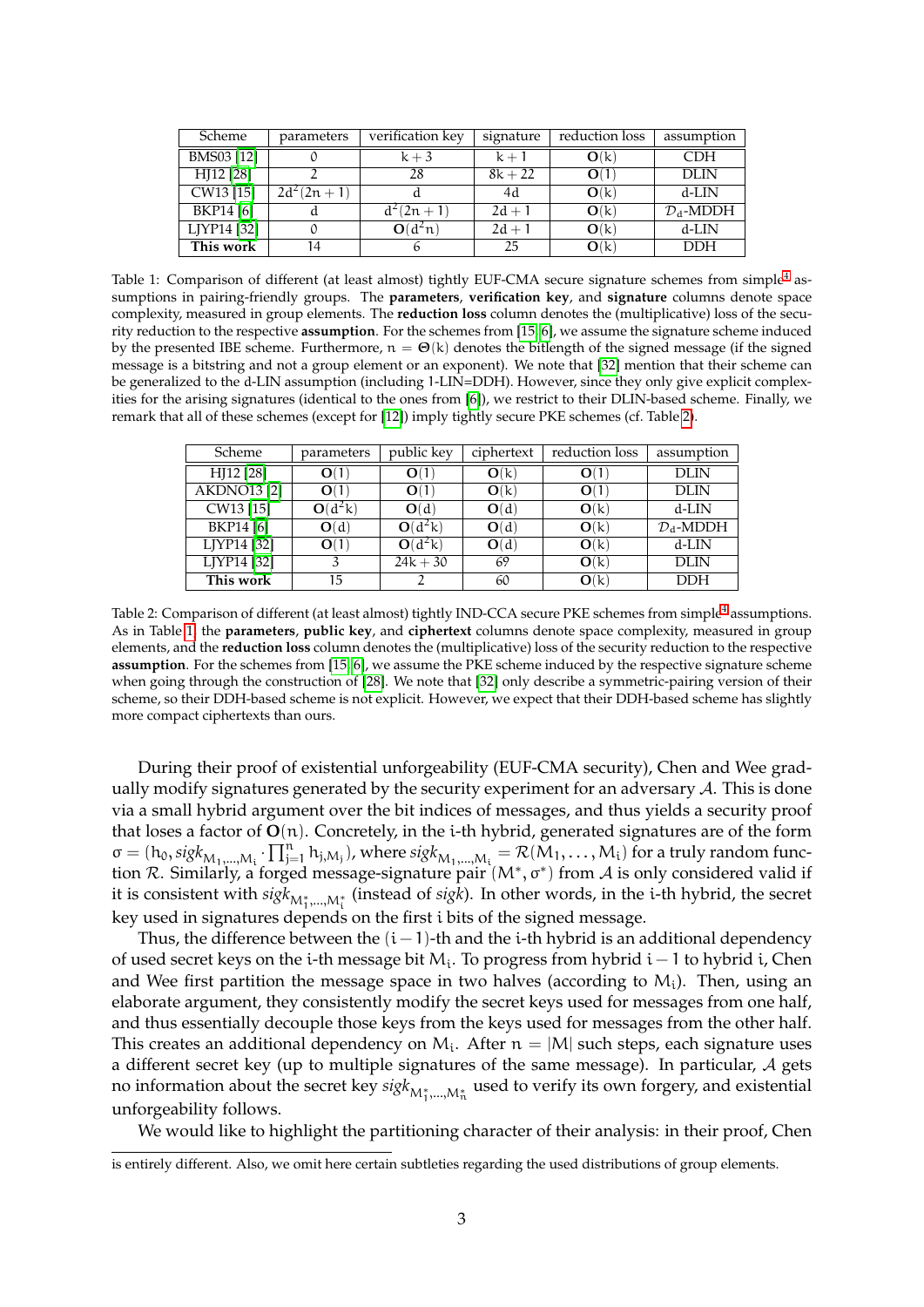| Scheme | parameters | verification key | signature | reduction loss | assumption |
|---|---|---|---|---|---|
| BMS03 [12] | 0 | $k+3$ | $k+1$ | $\mathbf{O}(k)$ | CDH |
| HJ12 [28] | 2 | 28 | $8k+22$ | $\mathbf{O}(1)$ | DLIN |
| CW13 [15] | $2d^2(2n+1)$ | d | 4d | $\mathbf{O}(k)$ | d-LIN |
| BKP14 [6] | d | $d^2(2n+1)$ | $2d+1$ | $\mathbf{O}(k)$ | $\mathcal{D}_d$-MDDH |
| LJYP14 [32] | 0 | $\mathbf{O}(d^2n)$ | $2d+1$ | $\mathbf{O}(k)$ | d-LIN |
| **This work** | 14 | 6 | 25 | $\mathbf{O}(k)$ | DDH |

Table 1: Comparison of different (at least almost) tightly EUF-CMA secure signature schemes from simple[4] assumptions in pairing-friendly groups. The **parameters**, **verification key**, and **signature** columns denote space complexity, measured in group elements. The **reduction loss** column denotes the (multiplicative) loss of the security reduction to the respective **assumption**. For the schemes from [15, 6], we assume the signature scheme induced by the presented IBE scheme. Furthermore, $n = \Theta(k)$ denotes the bitlength of the signed message (if the signed message is a bitstring and not a group element or an exponent). We note that [32] mention that their scheme can be generalized to the d-LIN assumption (including 1-LIN=DDH). However, since they only give explicit complexities for the arising signatures (identical to the ones from [6]), we restrict to their DLIN-based scheme. Finally, we remark that all of these schemes (except for [12]) imply tightly secure PKE schemes (cf. Table 2).

| Scheme | parameters | public key | ciphertext | reduction loss | assumption |
|---|---|---|---|---|---|
| HJ12 [28] | $\mathbf{O}(1)$ | $\mathbf{O}(1)$ | $\mathbf{O}(k)$ | $\mathbf{O}(1)$ | DLIN |
| AKDNO13 [2] | $\mathbf{O}(1)$ | $\mathbf{O}(1)$ | $\mathbf{O}(k)$ | $\mathbf{O}(1)$ | DLIN |
| CW13 [15] | $\mathbf{O}(d^2k)$ | $\mathbf{O}(d)$ | $\mathbf{O}(d)$ | $\mathbf{O}(k)$ | d-LIN |
| BKP14 [6] | $\mathbf{O}(d)$ | $\mathbf{O}(d^2k)$ | $\mathbf{O}(d)$ | $\mathbf{O}(k)$ | $\mathcal{D}_d$-MDDH |
| LJYP14 [32] | $\mathbf{O}(1)$ | $\mathbf{O}(d^2k)$ | $\mathbf{O}(d)$ | $\mathbf{O}(k)$ | d-LIN |
| LJYP14 [32] | 3 | $24k+30$ | 69 | $\mathbf{O}(k)$ | DLIN |
| **This work** | 15 | 2 | 60 | $\mathbf{O}(k)$ | DDH |

Table 2: Comparison of different (at least almost) tightly IND-CCA secure PKE schemes from simple[4] assumptions. As in Table 1, the **parameters**, **public key**, and **ciphertext** columns denote space complexity, measured in group elements, and the **reduction loss** column denotes the (multiplicative) loss of the security reduction to the respective **assumption**. For the schemes from [15, 6], we assume the PKE scheme induced by the respective signature scheme when going through the construction of [28]. We note that [32] only describe a symmetric-pairing version of their scheme, so their DDH-based scheme is not explicit. However, we expect that their DDH-based scheme has slightly more compact ciphertexts than ours.

During their proof of existential unforgeability (EUF-CMA security), Chen and Wee gradually modify signatures generated by the security experiment for an adversary $\mathcal{A}$. This is done via a small hybrid argument over the bit indices of messages, and thus yields a security proof that loses a factor of $\mathbf{O}(n)$. Concretely, in the i-th hybrid, generated signatures are of the form $\sigma = (h_0, \mathit{sigk}_{M_1,\ldots,M_i} \cdot \prod_{j=1}^{n} h_{j,M_j})$, where $\mathit{sigk}_{M_1,\ldots,M_i} = \mathcal{R}(M_1, \ldots, M_i)$ for a truly random function $\mathcal{R}$. Similarly, a forged message-signature pair $(M^*, \sigma^*)$ from $\mathcal{A}$ is only considered valid if it is consistent with $\mathit{sigk}_{M^*_1,\ldots,M^*_i}$ (instead of $\mathit{sigk}$). In other words, in the i-th hybrid, the secret key used in signatures depends on the first i bits of the signed message.

Thus, the difference between the $(i-1)$-th and the i-th hybrid is an additional dependency of used secret keys on the i-th message bit $M_i$. To progress from hybrid $i-1$ to hybrid i, Chen and Wee first partition the message space in two halves (according to $M_i$). Then, using an elaborate argument, they consistently modify the secret keys used for messages from one half, and thus essentially decouple those keys from the keys used for messages from the other half. This creates an additional dependency on $M_i$. After $n = |M|$ such steps, each signature uses a different secret key (up to multiple signatures of the same message). In particular, $\mathcal{A}$ gets no information about the secret key $\mathit{sigk}_{M^*_1,\ldots,M^*_n}$ used to verify its own forgery, and existential unforgeability follows.

We would like to highlight the partitioning character of their analysis: in their proof, Chen

is entirely different. Also, we omit here certain subtleties regarding the used distributions of group elements.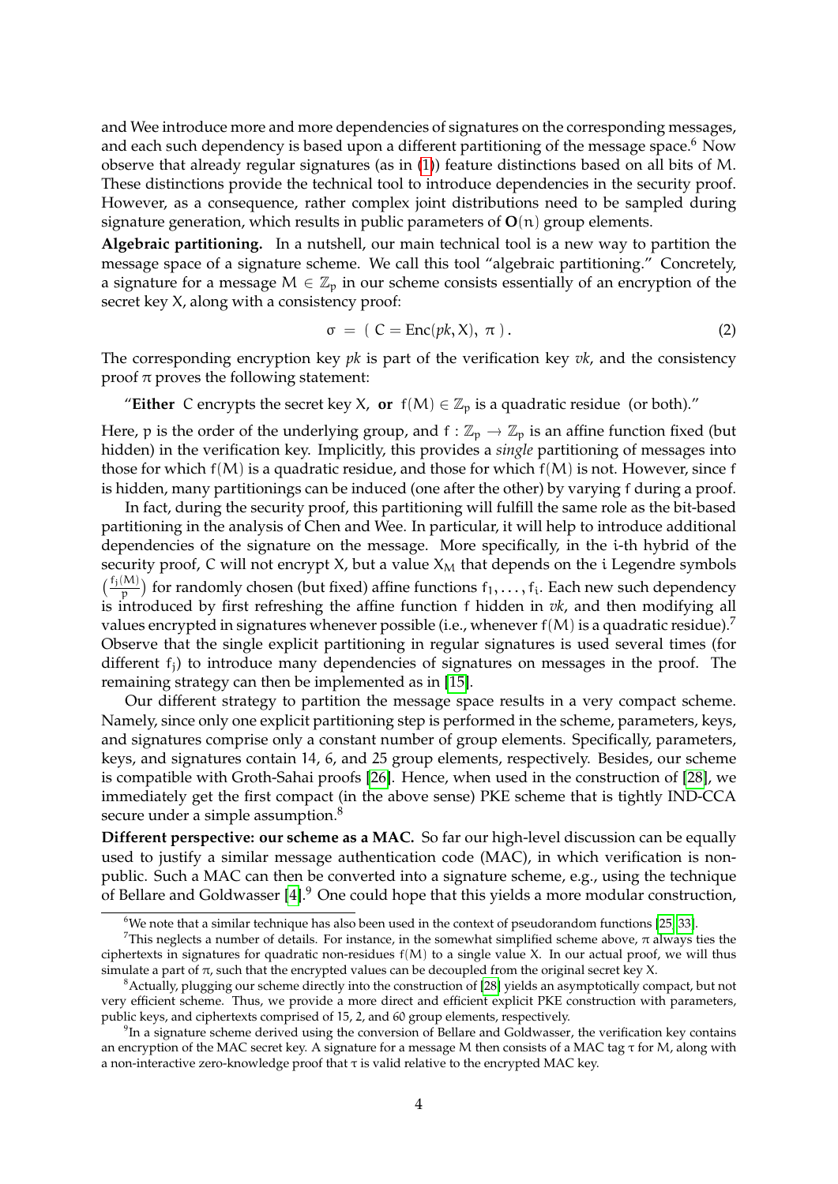and Wee introduce more and more dependencies of signatures on the corresponding messages, and each such dependency is based upon a different partitioning of the message space.[6] Now observe that already regular signatures (as in (1)) feature distinctions based on all bits of M. These distinctions provide the technical tool to introduce dependencies in the security proof. However, as a consequence, rather complex joint distributions need to be sampled during signature generation, which results in public parameters of $\mathbf{O}(n)$ group elements.

**Algebraic partitioning.** In a nutshell, our main technical tool is a new way to partition the message space of a signature scheme. We call this tool "algebraic partitioning." Concretely, a signature for a message $M \in \mathbb{Z}_p$ in our scheme consists essentially of an encryption of the secret key X, along with a consistency proof:

$$\sigma \ = \ ( \ C = \mathrm{Enc}(pk, X), \ \pi \ ). \tag{2}$$

The corresponding encryption key $pk$ is part of the verification key $vk$, and the consistency proof $\pi$ proves the following statement:

"**Either** C encrypts the secret key X, **or** $f(M) \in \mathbb{Z}_p$ is a quadratic residue (or both)."

Here, p is the order of the underlying group, and $f : \mathbb{Z}_p \to \mathbb{Z}_p$ is an affine function fixed (but hidden) in the verification key. Implicitly, this provides a *single* partitioning of messages into those for which $f(M)$ is a quadratic residue, and those for which $f(M)$ is not. However, since f is hidden, many partitionings can be induced (one after the other) by varying f during a proof.

In fact, during the security proof, this partitioning will fulfill the same role as the bit-based partitioning in the analysis of Chen and Wee. In particular, it will help to introduce additional dependencies of the signature on the message. More specifically, in the i-th hybrid of the security proof, C will not encrypt X, but a value $X_M$ that depends on the i Legendre symbols $\left(\frac{f_j(M)}{p}\right)$ for randomly chosen (but fixed) affine functions $f_1, \ldots, f_i$. Each new such dependency is introduced by first refreshing the affine function f hidden in $vk$, and then modifying all values encrypted in signatures whenever possible (i.e., whenever $f(M)$ is a quadratic residue).[7] Observe that the single explicit partitioning in regular signatures is used several times (for different $f_j$) to introduce many dependencies of signatures on messages in the proof. The remaining strategy can then be implemented as in [15].

Our different strategy to partition the message space results in a very compact scheme. Namely, since only one explicit partitioning step is performed in the scheme, parameters, keys, and signatures comprise only a constant number of group elements. Specifically, parameters, keys, and signatures contain 14, 6, and 25 group elements, respectively. Besides, our scheme is compatible with Groth-Sahai proofs [26]. Hence, when used in the construction of [28], we immediately get the first compact (in the above sense) PKE scheme that is tightly IND-CCA secure under a simple assumption.[8]

**Different perspective: our scheme as a MAC.** So far our high-level discussion can be equally used to justify a similar message authentication code (MAC), in which verification is non-public. Such a MAC can then be converted into a signature scheme, e.g., using the technique of Bellare and Goldwasser [4].[9] One could hope that this yields a more modular construction,

---

[6] We note that a similar technique has also been used in the context of pseudorandom functions [25, 33].

[7] This neglects a number of details. For instance, in the somewhat simplified scheme above, $\pi$ always ties the ciphertexts in signatures for quadratic non-residues $f(M)$ to a single value X. In our actual proof, we will thus simulate a part of $\pi$, such that the encrypted values can be decoupled from the original secret key X.

[8] Actually, plugging our scheme directly into the construction of [28] yields an asymptotically compact, but not very efficient scheme. Thus, we provide a more direct and efficient explicit PKE construction with parameters, public keys, and ciphertexts comprised of 15, 2, and 60 group elements, respectively.

[9] In a signature scheme derived using the conversion of Bellare and Goldwasser, the verification key contains an encryption of the MAC secret key. A signature for a message M then consists of a MAC tag $\tau$ for M, along with a non-interactive zero-knowledge proof that $\tau$ is valid relative to the encrypted MAC key.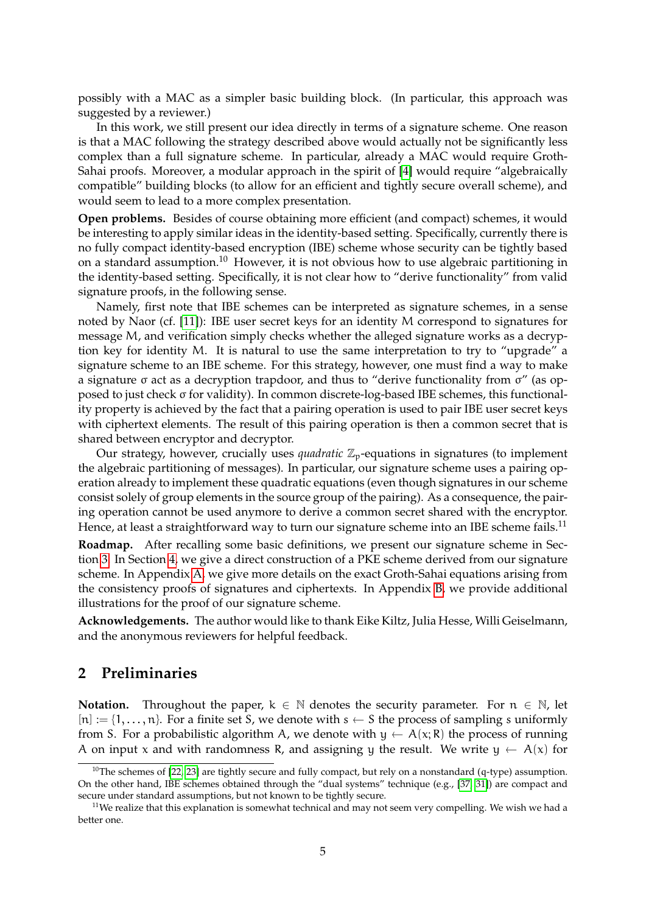possibly with a MAC as a simpler basic building block. (In particular, this approach was suggested by a reviewer.)

In this work, we still present our idea directly in terms of a signature scheme. One reason is that a MAC following the strategy described above would actually not be significantly less complex than a full signature scheme. In particular, already a MAC would require Groth-Sahai proofs. Moreover, a modular approach in the spirit of [4] would require "algebraically compatible" building blocks (to allow for an efficient and tightly secure overall scheme), and would seem to lead to a more complex presentation.

**Open problems.** Besides of course obtaining more efficient (and compact) schemes, it would be interesting to apply similar ideas in the identity-based setting. Specifically, currently there is no fully compact identity-based encryption (IBE) scheme whose security can be tightly based on a standard assumption.[10] However, it is not obvious how to use algebraic partitioning in the identity-based setting. Specifically, it is not clear how to "derive functionality" from valid signature proofs, in the following sense.

Namely, first note that IBE schemes can be interpreted as signature schemes, in a sense noted by Naor (cf. [11]): IBE user secret keys for an identity $M$ correspond to signatures for message $M$, and verification simply checks whether the alleged signature works as a decryption key for identity $M$. It is natural to use the same interpretation to try to "upgrade" a signature scheme to an IBE scheme. For this strategy, however, one must find a way to make a signature $\sigma$ act as a decryption trapdoor, and thus to "derive functionality from $\sigma$" (as opposed to just check $\sigma$ for validity). In common discrete-log-based IBE schemes, this functionality property is achieved by the fact that a pairing operation is used to pair IBE user secret keys with ciphertext elements. The result of this pairing operation is then a common secret that is shared between encryptor and decryptor.

Our strategy, however, crucially uses *quadratic* $\mathbb{Z}_p$-equations in signatures (to implement the algebraic partitioning of messages). In particular, our signature scheme uses a pairing operation already to implement these quadratic equations (even though signatures in our scheme consist solely of group elements in the source group of the pairing). As a consequence, the pairing operation cannot be used anymore to derive a common secret shared with the encryptor. Hence, at least a straightforward way to turn our signature scheme into an IBE scheme fails.[11]

**Roadmap.** After recalling some basic definitions, we present our signature scheme in Section 3. In Section 4, we give a direct construction of a PKE scheme derived from our signature scheme. In Appendix A, we give more details on the exact Groth-Sahai equations arising from the consistency proofs of signatures and ciphertexts. In Appendix B, we provide additional illustrations for the proof of our signature scheme.

**Acknowledgements.** The author would like to thank Eike Kiltz, Julia Hesse, Willi Geiselmann, and the anonymous reviewers for helpful feedback.

## 2 Preliminaries

**Notation.** Throughout the paper, $k \in \mathbb{N}$ denotes the security parameter. For $n \in \mathbb{N}$, let $[n] := \{1, \ldots, n\}$. For a finite set $S$, we denote with $s \leftarrow S$ the process of sampling $s$ uniformly from $S$. For a probabilistic algorithm $A$, we denote with $y \leftarrow A(x; R)$ the process of running $A$ on input $x$ and with randomness $R$, and assigning $y$ the result. We write $y \leftarrow A(x)$ for

[10] The schemes of [22, 23] are tightly secure and fully compact, but rely on a nonstandard (q-type) assumption. On the other hand, IBE schemes obtained through the "dual systems" technique (e.g., [37, 31]) are compact and secure under standard assumptions, but not known to be tightly secure.

[11] We realize that this explanation is somewhat technical and may not seem very compelling. We wish we had a better one.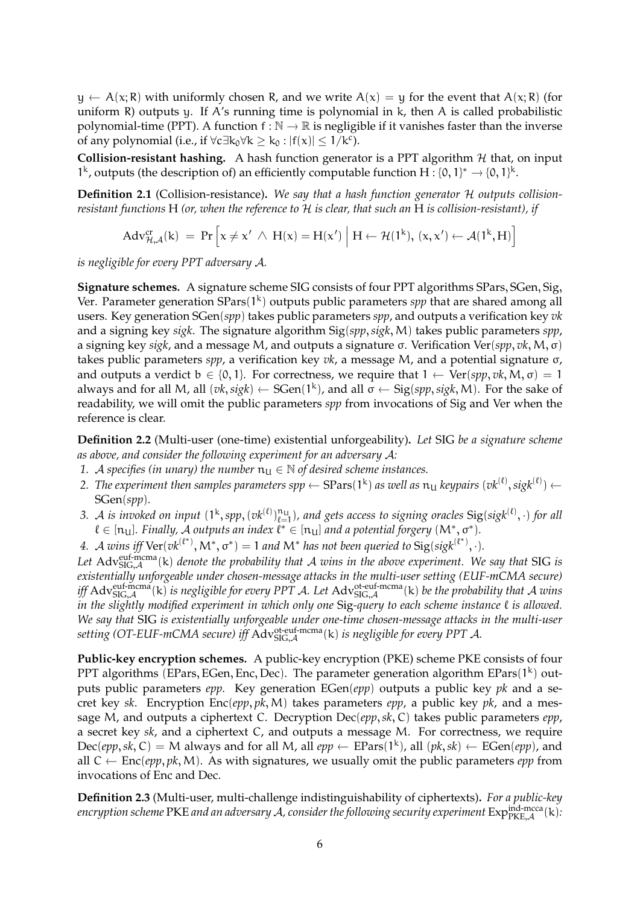$y \leftarrow A(x; R)$ with uniformly chosen $R$, and we write $A(x) = y$ for the event that $A(x; R)$ (for uniform $R$) outputs $y$. If $A$'s running time is polynomial in $k$, then $A$ is called probabilistic polynomial-time (PPT). A function $f : \mathbb{N} \rightarrow \mathbb{R}$ is negligible if it vanishes faster than the inverse of any polynomial (i.e., if $\forall c \exists k_0 \forall k \geq k_0 : |f(x)| \leq 1/k^c$).

**Collision-resistant hashing.** A hash function generator is a PPT algorithm $\mathcal{H}$ that, on input $1^k$, outputs (the description of) an efficiently computable function $H : \{0,1\}^* \rightarrow \{0,1\}^k$.

**Definition 2.1** (Collision-resistance). *We say that a hash function generator $\mathcal{H}$ outputs collision-resistant functions $H$ (or, when the reference to $\mathcal{H}$ is clear, that such an $H$ is collision-resistant), if*

$$\mathrm{Adv}^{\mathrm{cr}}_{\mathcal{H},\mathcal{A}}(k) \; = \; \Pr\left[ x \neq x' \; \wedge \; H(x) = H(x') \;\middle|\; H \leftarrow \mathcal{H}(1^k),\, (x, x') \leftarrow \mathcal{A}(1^k, H) \right]$$

*is negligible for every PPT adversary $\mathcal{A}$.*

**Signature schemes.** A signature scheme SIG consists of four PPT algorithms SPars, SGen, Sig, Ver. Parameter generation $\mathrm{SPars}(1^k)$ outputs public parameters *spp* that are shared among all users. Key generation $\mathrm{SGen}(spp)$ takes public parameters *spp*, and outputs a verification key *vk* and a signing key *sigk*. The signature algorithm $\mathrm{Sig}(spp, sigk, M)$ takes public parameters *spp*, a signing key *sigk*, and a message $M$, and outputs a signature $\sigma$. Verification $\mathrm{Ver}(spp, vk, M, \sigma)$ takes public parameters *spp*, a verification key *vk*, a message $M$, and a potential signature $\sigma$, and outputs a verdict $b \in \{0,1\}$. For correctness, we require that $1 \leftarrow \mathrm{Ver}(spp, vk, M, \sigma) = 1$ always and for all $M$, all $(vk, sigk) \leftarrow \mathrm{SGen}(1^k)$, and all $\sigma \leftarrow \mathrm{Sig}(spp, sigk, M)$. For the sake of readability, we will omit the public parameters *spp* from invocations of Sig and Ver when the reference is clear.

**Definition 2.2** (Multi-user (one-time) existential unforgeability). *Let* SIG *be a signature scheme as above, and consider the following experiment for an adversary $\mathcal{A}$:*

1. *$\mathcal{A}$ specifies (in unary) the number $n_U \in \mathbb{N}$ of desired scheme instances.*
2. *The experiment then samples parameters $spp \leftarrow \mathrm{SPars}(1^k)$ as well as $n_U$ keypairs $(vk^{(\ell)}, sigk^{(\ell)}) \leftarrow \mathrm{SGen}(spp)$.*
3. *$\mathcal{A}$ is invoked on input $(1^k, spp, (vk^{(\ell)})_{\ell=1}^{n_U})$, and gets access to signing oracles $\mathrm{Sig}(sigk^{(\ell)}, \cdot)$ for all $\ell \in [n_U]$. Finally, $\mathcal{A}$ outputs an index $\ell^* \in [n_U]$ and a potential forgery $(M^*, \sigma^*)$.*
4. *$\mathcal{A}$ wins iff $\mathrm{Ver}(vk^{(\ell^*)}, M^*, \sigma^*) = 1$ and $M^*$ has not been queried to $\mathrm{Sig}(sigk^{(\ell^*)}, \cdot)$.*

*Let $\mathrm{Adv}^{\mathrm{euf\text{-}mcma}}_{\mathrm{SIG},\mathcal{A}}(k)$ denote the probability that $\mathcal{A}$ wins in the above experiment. We say that* SIG *is existentially unforgeable under chosen-message attacks in the multi-user setting (EUF-mCMA secure) iff $\mathrm{Adv}^{\mathrm{euf\text{-}mcma}}_{\mathrm{SIG},\mathcal{A}}(k)$ is negligible for every PPT $\mathcal{A}$. Let $\mathrm{Adv}^{\mathrm{ot\text{-}euf\text{-}mcma}}_{\mathrm{SIG},\mathcal{A}}(k)$ be the probability that $\mathcal{A}$ wins in the slightly modified experiment in which only one* Sig*-query to each scheme instance $\ell$ is allowed. We say that* SIG *is existentially unforgeable under one-time chosen-message attacks in the multi-user setting (OT-EUF-mCMA secure) iff $\mathrm{Adv}^{\mathrm{ot\text{-}euf\text{-}mcma}}_{\mathrm{SIG},\mathcal{A}}(k)$ is negligible for every PPT $\mathcal{A}$.*

**Public-key encryption schemes.** A public-key encryption (PKE) scheme PKE consists of four PPT algorithms (EPars, EGen, Enc, Dec). The parameter generation algorithm $\mathrm{EPars}(1^k)$ outputs public parameters *epp*. Key generation $\mathrm{EGen}(epp)$ outputs a public key *pk* and a secret key *sk*. Encryption $\mathrm{Enc}(epp, pk, M)$ takes parameters *epp*, a public key *pk*, and a message $M$, and outputs a ciphertext $C$. Decryption $\mathrm{Dec}(epp, sk, C)$ takes public parameters *epp*, a secret key *sk*, and a ciphertext $C$, and outputs a message $M$. For correctness, we require $\mathrm{Dec}(epp, sk, C) = M$ always and for all $M$, all $epp \leftarrow \mathrm{EPars}(1^k)$, all $(pk, sk) \leftarrow \mathrm{EGen}(epp)$, and all $C \leftarrow \mathrm{Enc}(epp, pk, M)$. As with signatures, we usually omit the public parameters *epp* from invocations of Enc and Dec.

**Definition 2.3** (Multi-user, multi-challenge indistinguishability of ciphertexts). *For a public-key encryption scheme* PKE *and an adversary $\mathcal{A}$, consider the following security experiment $\mathrm{Exp}^{\mathrm{ind\text{-}mcca}}_{\mathrm{PKE},\mathcal{A}}(k)$:*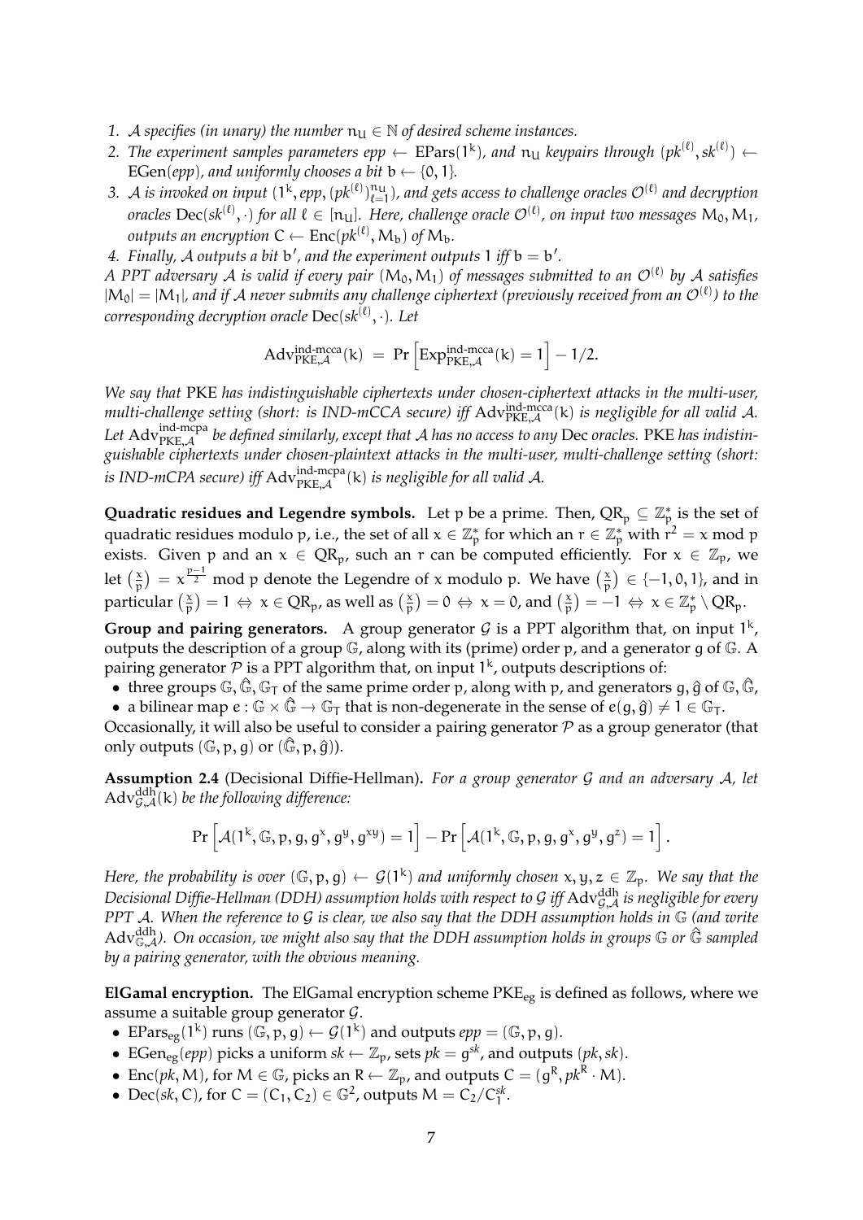1. $\mathcal{A}$ *specifies (in unary) the number* $n_U \in \mathbb{N}$ *of desired scheme instances.*
2. *The experiment samples parameters* $epp \leftarrow \mathrm{EPars}(1^k)$*, and* $n_U$ *keypairs through* $(pk^{(\ell)}, sk^{(\ell)}) \leftarrow \mathrm{EGen}(epp)$*, and uniformly chooses a bit* $b \leftarrow \{0, 1\}$*.*
3. $\mathcal{A}$ *is invoked on input* $(1^k, epp, (pk^{(\ell)})_{\ell=1}^{n_U})$*, and gets access to challenge oracles* $\mathcal{O}^{(\ell)}$ *and decryption oracles* $\mathrm{Dec}(sk^{(\ell)}, \cdot)$ *for all* $\ell \in [n_U]$*. Here, challenge oracle* $\mathcal{O}^{(\ell)}$*, on input two messages* $M_0, M_1$*, outputs an encryption* $C \leftarrow \mathrm{Enc}(pk^{(\ell)}, M_b)$ *of* $M_b$*.*
4. *Finally,* $\mathcal{A}$ *outputs a bit* $b'$*, and the experiment outputs 1 iff* $b = b'$*.*

*A PPT adversary* $\mathcal{A}$ *is valid if every pair* $(M_0, M_1)$ *of messages submitted to an* $\mathcal{O}^{(\ell)}$ *by* $\mathcal{A}$ *satisfies* $|M_0| = |M_1|$*, and if* $\mathcal{A}$ *never submits any challenge ciphertext (previously received from an* $\mathcal{O}^{(\ell)}$*) to the corresponding decryption oracle* $\mathrm{Dec}(sk^{(\ell)}, \cdot)$*. Let*

$$\mathrm{Adv}^{\text{ind-mcca}}_{\mathrm{PKE},\mathcal{A}}(k) \;=\; \Pr\left[\mathrm{Exp}^{\text{ind-mcca}}_{\mathrm{PKE},\mathcal{A}}(k) = 1\right] - 1/2.$$

*We say that* PKE *has indistinguishable ciphertexts under chosen-ciphertext attacks in the multi-user, multi-challenge setting (short: is IND-mCCA secure) iff* $\mathrm{Adv}^{\text{ind-mcca}}_{\mathrm{PKE},\mathcal{A}}(k)$ *is negligible for all valid* $\mathcal{A}$*. Let* $\mathrm{Adv}^{\text{ind-mcpa}}_{\mathrm{PKE},\mathcal{A}}$ *be defined similarly, except that* $\mathcal{A}$ *has no access to any* Dec *oracles.* PKE *has indistinguishable ciphertexts under chosen-plaintext attacks in the multi-user, multi-challenge setting (short: is IND-mCPA secure) iff* $\mathrm{Adv}^{\text{ind-mcpa}}_{\mathrm{PKE},\mathcal{A}}(k)$ *is negligible for all valid* $\mathcal{A}$*.*

**Quadratic residues and Legendre symbols.** Let $p$ be a prime. Then, $\mathrm{QR}_p \subseteq \mathbb{Z}_p^*$ is the set of quadratic residues modulo $p$, i.e., the set of all $x \in \mathbb{Z}_p^*$ for which an $r \in \mathbb{Z}_p^*$ with $r^2 = x \bmod p$ exists. Given $p$ and an $x \in \mathrm{QR}_p$, such an $r$ can be computed efficiently. For $x \in \mathbb{Z}_p$, we let $\left(\frac{x}{p}\right) = x^{\frac{p-1}{2}} \bmod p$ denote the Legendre of $x$ modulo $p$. We have $\left(\frac{x}{p}\right) \in \{-1, 0, 1\}$, and in particular $\left(\frac{x}{p}\right) = 1 \Leftrightarrow x \in \mathrm{QR}_p$, as well as $\left(\frac{x}{p}\right) = 0 \Leftrightarrow x = 0$, and $\left(\frac{x}{p}\right) = -1 \Leftrightarrow x \in \mathbb{Z}_p^* \setminus \mathrm{QR}_p$.

**Group and pairing generators.** A group generator $\mathcal{G}$ is a PPT algorithm that, on input $1^k$, outputs the description of a group $\mathbb{G}$, along with its (prime) order $p$, and a generator $g$ of $\mathbb{G}$. A pairing generator $\mathcal{P}$ is a PPT algorithm that, on input $1^k$, outputs descriptions of:

- three groups $\mathbb{G}, \hat{\mathbb{G}}, \mathbb{G}_T$ of the same prime order $p$, along with $p$, and generators $g, \hat{g}$ of $\mathbb{G}, \hat{\mathbb{G}}$,
- a bilinear map $e : \mathbb{G} \times \hat{\mathbb{G}} \to \mathbb{G}_T$ that is non-degenerate in the sense of $e(g, \hat{g}) \neq 1 \in \mathbb{G}_T$.

Occasionally, it will also be useful to consider a pairing generator $\mathcal{P}$ as a group generator (that only outputs $(\mathbb{G}, p, g)$ or $(\hat{\mathbb{G}}, p, \hat{g})$).

**Assumption 2.4** (Decisional Diffie-Hellman)**.** *For a group generator* $\mathcal{G}$ *and an adversary* $\mathcal{A}$*, let* $\mathrm{Adv}^{\text{ddh}}_{\mathcal{G},\mathcal{A}}(k)$ *be the following difference:*

$$\Pr\left[\mathcal{A}(1^k, \mathbb{G}, p, g, g^x, g^y, g^{xy}) = 1\right] - \Pr\left[\mathcal{A}(1^k, \mathbb{G}, p, g, g^x, g^y, g^z) = 1\right].$$

*Here, the probability is over* $(\mathbb{G}, p, g) \leftarrow \mathcal{G}(1^k)$ *and uniformly chosen* $x, y, z \in \mathbb{Z}_p$*. We say that the Decisional Diffie-Hellman (DDH) assumption holds with respect to* $\mathcal{G}$ *iff* $\mathrm{Adv}^{\text{ddh}}_{\mathcal{G},\mathcal{A}}$ *is negligible for every PPT* $\mathcal{A}$*. When the reference to* $\mathcal{G}$ *is clear, we also say that the DDH assumption holds in* $\mathbb{G}$ *(and write* $\mathrm{Adv}^{\text{ddh}}_{\mathbb{G},\mathcal{A}}$*). On occasion, we might also say that the DDH assumption holds in groups* $\mathbb{G}$ *or* $\hat{\mathbb{G}}$ *sampled by a pairing generator, with the obvious meaning.*

**ElGamal encryption.** The ElGamal encryption scheme $\mathrm{PKE}_{\text{eg}}$ is defined as follows, where we assume a suitable group generator $\mathcal{G}$.

- $\mathrm{EPars}_{\text{eg}}(1^k)$ runs $(\mathbb{G}, p, g) \leftarrow \mathcal{G}(1^k)$ and outputs $epp = (\mathbb{G}, p, g)$.
- $\mathrm{EGen}_{\text{eg}}(epp)$ picks a uniform $sk \leftarrow \mathbb{Z}_p$, sets $pk = g^{sk}$, and outputs $(pk, sk)$.
- $\mathrm{Enc}(pk, M)$, for $M \in \mathbb{G}$, picks an $R \leftarrow \mathbb{Z}_p$, and outputs $C = (g^R, pk^R \cdot M)$.
- $\mathrm{Dec}(sk, C)$, for $C = (C_1, C_2) \in \mathbb{G}^2$, outputs $M = C_2 / C_1^{sk}$.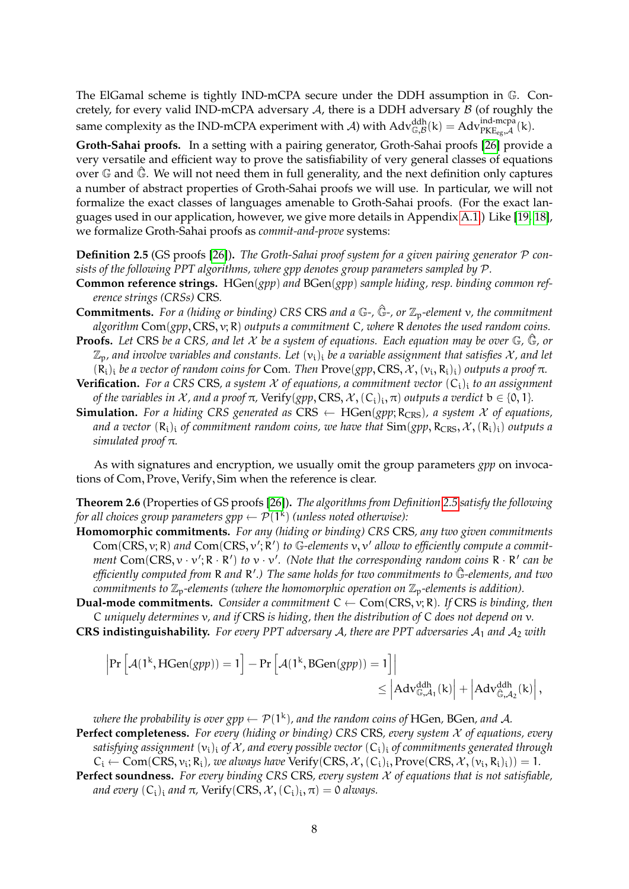The ElGamal scheme is tightly IND-mCPA secure under the DDH assumption in $\mathbb{G}$. Concretely, for every valid IND-mCPA adversary $\mathcal{A}$, there is a DDH adversary $\mathcal{B}$ (of roughly the same complexity as the IND-mCPA experiment with $\mathcal{A}$) with $\mathrm{Adv}^{\mathrm{ddh}}_{\mathbb{G},\mathcal{B}}(k) = \mathrm{Adv}^{\mathrm{ind\text{-}mcpa}}_{\mathrm{PKE}_{\mathrm{eg}},\mathcal{A}}(k)$.

**Groth-Sahai proofs.** In a setting with a pairing generator, Groth-Sahai proofs [26] provide a very versatile and efficient way to prove the satisfiability of very general classes of equations over $\mathbb{G}$ and $\hat{\mathbb{G}}$. We will not need them in full generality, and the next definition only captures a number of abstract properties of Groth-Sahai proofs we will use. In particular, we will not formalize the exact classes of languages amenable to Groth-Sahai proofs. (For the exact languages used in our application, however, we give more details in Appendix A.1.) Like [19, 18], we formalize Groth-Sahai proofs as *commit-and-prove* systems:

**Definition 2.5** (GS proofs [26]). *The Groth-Sahai proof system for a given pairing generator $\mathcal{P}$ consists of the following PPT algorithms, where gpp denotes group parameters sampled by $\mathcal{P}$.*

**Common reference strings.** *$\mathrm{HGen}(gpp)$ and $\mathrm{BGen}(gpp)$ sample hiding, resp. binding common reference strings (CRSs) $\mathrm{CRS}$.*

**Commitments.** *For a (hiding or binding) CRS $\mathrm{CRS}$ and a $\mathbb{G}$-, $\hat{\mathbb{G}}$-, or $\mathbb{Z}_p$-element $v$, the commitment algorithm $\mathrm{Com}(gpp, \mathrm{CRS}, v; R)$ outputs a commitment $C$, where $R$ denotes the used random coins.*

**Proofs.** *Let $\mathrm{CRS}$ be a CRS, and let $\mathcal{X}$ be a system of equations. Each equation may be over $\mathbb{G}$, $\hat{\mathbb{G}}$, or $\mathbb{Z}_p$, and involve variables and constants. Let $(v_i)_i$ be a variable assignment that satisfies $\mathcal{X}$, and let $(R_i)_i$ be a vector of random coins for $\mathrm{Com}$. Then $\mathrm{Prove}(gpp, \mathrm{CRS}, \mathcal{X}, (v_i, R_i)_i)$ outputs a proof $\pi$.*

**Verification.** *For a CRS $\mathrm{CRS}$, a system $\mathcal{X}$ of equations, a commitment vector $(C_i)_i$ to an assignment of the variables in $\mathcal{X}$, and a proof $\pi$, $\mathrm{Verify}(gpp, \mathrm{CRS}, \mathcal{X}, (C_i)_i, \pi)$ outputs a verdict $b \in \{0, 1\}$.*

**Simulation.** *For a hiding CRS generated as $\mathrm{CRS} \leftarrow \mathrm{HGen}(gpp; R_{\mathrm{CRS}})$, a system $\mathcal{X}$ of equations, and a vector $(R_i)_i$ of commitment random coins, we have that $\mathrm{Sim}(gpp, R_{\mathrm{CRS}}, \mathcal{X}, (R_i)_i)$ outputs a simulated proof $\pi$.*

As with signatures and encryption, we usually omit the group parameters *gpp* on invocations of $\mathrm{Com}, \mathrm{Prove}, \mathrm{Verify}, \mathrm{Sim}$ when the reference is clear.

**Theorem 2.6** (Properties of GS proofs [26]). *The algorithms from Definition 2.5 satisfy the following for all choices group parameters $gpp \leftarrow \mathcal{P}(1^k)$ (unless noted otherwise):*

**Homomorphic commitments.** *For any (hiding or binding) CRS $\mathrm{CRS}$, any two given commitments $\mathrm{Com}(\mathrm{CRS}, v; R)$ and $\mathrm{Com}(\mathrm{CRS}, v'; R')$ to $\mathbb{G}$-elements $v, v'$ allow to efficiently compute a commitment $\mathrm{Com}(\mathrm{CRS}, v \cdot v'; R \cdot R')$ to $v \cdot v'$. (Note that the corresponding random coins $R \cdot R'$ can be efficiently computed from $R$ and $R'$.) The same holds for two commitments to $\hat{\mathbb{G}}$-elements, and two commitments to $\mathbb{Z}_p$-elements (where the homomorphic operation on $\mathbb{Z}_p$-elements is addition).*

**Dual-mode commitments.** *Consider a commitment $C \leftarrow \mathrm{Com}(\mathrm{CRS}, v; R)$. If $\mathrm{CRS}$ is binding, then $C$ uniquely determines $v$, and if $\mathrm{CRS}$ is hiding, then the distribution of $C$ does not depend on $v$.*

**CRS indistinguishability.** *For every PPT adversary $\mathcal{A}$, there are PPT adversaries $\mathcal{A}_1$ and $\mathcal{A}_2$ with*

$$\left|\Pr\left[\mathcal{A}(1^k, \mathrm{HGen}(gpp)) = 1\right] - \Pr\left[\mathcal{A}(1^k, \mathrm{BGen}(gpp)) = 1\right]\right| \leq \left|\mathrm{Adv}^{\mathrm{ddh}}_{\mathbb{G},\mathcal{A}_1}(k)\right| + \left|\mathrm{Adv}^{\mathrm{ddh}}_{\hat{\mathbb{G}},\mathcal{A}_2}(k)\right|,$$

*where the probability is over $gpp \leftarrow \mathcal{P}(1^k)$, and the random coins of $\mathrm{HGen}$, $\mathrm{BGen}$, and $\mathcal{A}$.*

**Perfect completeness.** *For every (hiding or binding) CRS $\mathrm{CRS}$, every system $\mathcal{X}$ of equations, every satisfying assignment $(v_i)_i$ of $\mathcal{X}$, and every possible vector $(C_i)_i$ of commitments generated through $C_i \leftarrow \mathrm{Com}(\mathrm{CRS}, v_i; R_i)$, we always have $\mathrm{Verify}(\mathrm{CRS}, \mathcal{X}, (C_i)_i, \mathrm{Prove}(\mathrm{CRS}, \mathcal{X}, (v_i, R_i)_i)) = 1$.*

**Perfect soundness.** *For every binding CRS $\mathrm{CRS}$, every system $\mathcal{X}$ of equations that is not satisfiable, and every $(C_i)_i$ and $\pi$, $\mathrm{Verify}(\mathrm{CRS}, \mathcal{X}, (C_i)_i, \pi) = 0$ always.*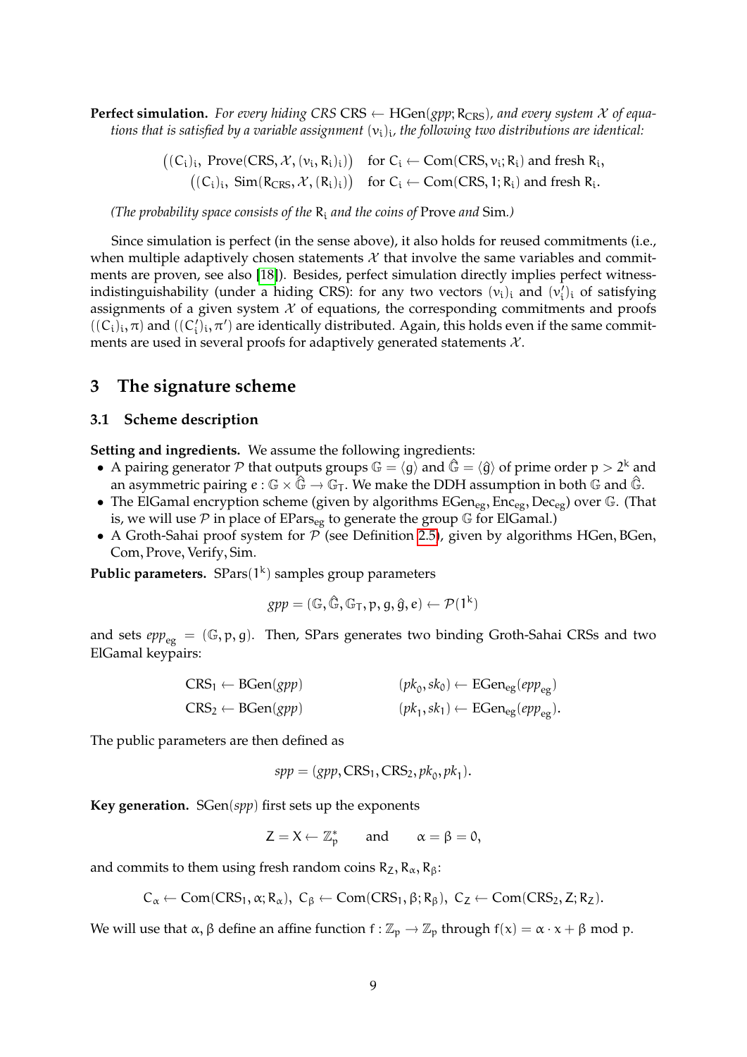**Perfect simulation.** *For every hiding CRS* $\mathsf{CRS} \leftarrow \mathsf{HGen}(gpp; \mathsf{R}_{\mathsf{CRS}})$*, and every system* $\mathcal{X}$ *of equations that is satisfied by a variable assignment* $(\nu_i)_i$*, the following two distributions are identical:*

$$\begin{aligned} \big((\mathsf{C}_i)_i,\ \mathsf{Prove}(\mathsf{CRS}, \mathcal{X}, (\nu_i, \mathsf{R}_i)_i)\big) \quad &\text{for } \mathsf{C}_i \leftarrow \mathsf{Com}(\mathsf{CRS}, \nu_i; \mathsf{R}_i) \text{ and fresh } \mathsf{R}_i, \\ \big((\mathsf{C}_i)_i,\ \mathsf{Sim}(\mathsf{R}_{\mathsf{CRS}}, \mathcal{X}, (\mathsf{R}_i)_i)\big) \quad &\text{for } \mathsf{C}_i \leftarrow \mathsf{Com}(\mathsf{CRS}, 1; \mathsf{R}_i) \text{ and fresh } \mathsf{R}_i. \end{aligned}$$

*(The probability space consists of the* $\mathsf{R}_i$ *and the coins of* Prove *and* Sim*.)*

Since simulation is perfect (in the sense above), it also holds for reused commitments (i.e., when multiple adaptively chosen statements $\mathcal{X}$ that involve the same variables and commitments are proven, see also [18]). Besides, perfect simulation directly implies perfect witness-indistinguishability (under a hiding CRS): for any two vectors $(\nu_i)_i$ and $(\nu'_i)_i$ of satisfying assignments of a given system $\mathcal{X}$ of equations, the corresponding commitments and proofs $((\mathsf{C}_i)_i, \pi)$ and $((\mathsf{C}'_i)_i, \pi')$ are identically distributed. Again, this holds even if the same commitments are used in several proofs for adaptively generated statements $\mathcal{X}$.

## 3 The signature scheme

### 3.1 Scheme description

**Setting and ingredients.** We assume the following ingredients:

- A pairing generator $\mathcal{P}$ that outputs groups $\mathbb{G} = \langle g \rangle$ and $\hat{\mathbb{G}} = \langle \hat{g} \rangle$ of prime order $p > 2^k$ and an asymmetric pairing $e : \mathbb{G} \times \hat{\mathbb{G}} \to \mathbb{G}_T$. We make the DDH assumption in both $\mathbb{G}$ and $\hat{\mathbb{G}}$.
- The ElGamal encryption scheme (given by algorithms $\mathsf{EGen}_{\mathsf{eg}}, \mathsf{Enc}_{\mathsf{eg}}, \mathsf{Dec}_{\mathsf{eg}}$) over $\mathbb{G}$. (That is, we will use $\mathcal{P}$ in place of $\mathsf{EPars}_{\mathsf{eg}}$ to generate the group $\mathbb{G}$ for ElGamal.)
- A Groth-Sahai proof system for $\mathcal{P}$ (see Definition 2.5), given by algorithms HGen, BGen, Com, Prove, Verify, Sim.

**Public parameters.** $\mathsf{SPars}(1^k)$ samples group parameters

$$gpp = (\mathbb{G}, \hat{\mathbb{G}}, \mathbb{G}_T, p, g, \hat{g}, e) \leftarrow \mathcal{P}(1^k)$$

and sets $epp_{\mathsf{eg}} = (\mathbb{G}, p, g)$. Then, SPars generates two binding Groth-Sahai CRSs and two ElGamal keypairs:

$$\begin{aligned} \mathsf{CRS}_1 &\leftarrow \mathsf{BGen}(gpp) \qquad & (pk_0, sk_0) &\leftarrow \mathsf{EGen}_{\mathsf{eg}}(epp_{\mathsf{eg}}) \\ \mathsf{CRS}_2 &\leftarrow \mathsf{BGen}(gpp) \qquad & (pk_1, sk_1) &\leftarrow \mathsf{EGen}_{\mathsf{eg}}(epp_{\mathsf{eg}}). \end{aligned}$$

The public parameters are then defined as

$$spp = (gpp, \mathsf{CRS}_1, \mathsf{CRS}_2, pk_0, pk_1).$$

**Key generation.** $\mathsf{SGen}(spp)$ first sets up the exponents

$$\mathsf{Z} = \mathsf{X} \leftarrow \mathbb{Z}_p^* \qquad \text{and} \qquad \alpha = \beta = 0,$$

and commits to them using fresh random coins $\mathsf{R}_\mathsf{Z}, \mathsf{R}_\alpha, \mathsf{R}_\beta$:

$$\mathsf{C}_\alpha \leftarrow \mathsf{Com}(\mathsf{CRS}_1, \alpha; \mathsf{R}_\alpha),\ \mathsf{C}_\beta \leftarrow \mathsf{Com}(\mathsf{CRS}_1, \beta; \mathsf{R}_\beta),\ \mathsf{C}_\mathsf{Z} \leftarrow \mathsf{Com}(\mathsf{CRS}_2, \mathsf{Z}; \mathsf{R}_\mathsf{Z}).$$

We will use that $\alpha, \beta$ define an affine function $f : \mathbb{Z}_p \to \mathbb{Z}_p$ through $f(x) = \alpha \cdot x + \beta \bmod p$.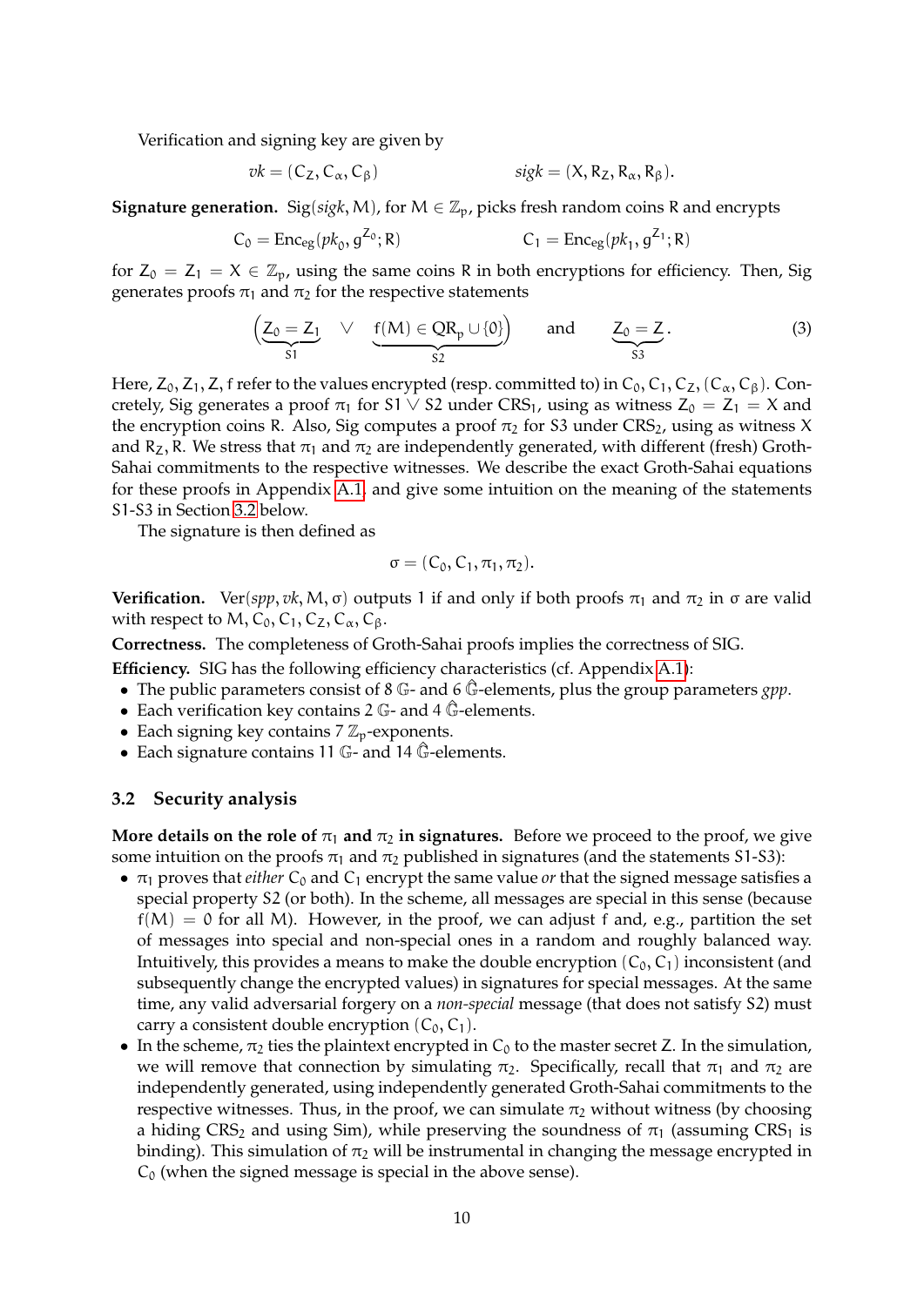Verification and signing key are given by

$$vk = (C_Z, C_\alpha, C_\beta) \qquad\qquad sigk = (X, R_Z, R_\alpha, R_\beta).$$

**Signature generation.** $\mathsf{Sig}(sigk, M)$, for $M \in \mathbb{Z}_p$, picks fresh random coins $R$ and encrypts

$$C_0 = \mathsf{Enc}_{eg}(pk_0, g^{Z_0}; R) \qquad\qquad C_1 = \mathsf{Enc}_{eg}(pk_1, g^{Z_1}; R)$$

for $Z_0 = Z_1 = X \in \mathbb{Z}_p$, using the same coins $R$ in both encryptions for efficiency. Then, $\mathsf{Sig}$ generates proofs $\pi_1$ and $\pi_2$ for the respective statements

$$\Big(\underbrace{Z_0 = Z_1}_{S1} \quad \vee \quad \underbrace{f(M) \in \mathrm{QR}_p \cup \{0\}}_{S2}\Big) \qquad \text{and} \qquad \underbrace{Z_0 = Z}_{S3}. \tag{3}$$

Here, $Z_0, Z_1, Z, f$ refer to the values encrypted (resp. committed to) in $C_0, C_1, C_Z, (C_\alpha, C_\beta)$. Concretely, $\mathsf{Sig}$ generates a proof $\pi_1$ for $S1 \vee S2$ under $\mathrm{CRS}_1$, using as witness $Z_0 = Z_1 = X$ and the encryption coins $R$. Also, $\mathsf{Sig}$ computes a proof $\pi_2$ for $S3$ under $\mathrm{CRS}_2$, using as witness $X$ and $R_Z, R$. We stress that $\pi_1$ and $\pi_2$ are independently generated, with different (fresh) Groth-Sahai commitments to the respective witnesses. We describe the exact Groth-Sahai equations for these proofs in Appendix A.1, and give some intuition on the meaning of the statements S1-S3 in Section 3.2 below.

The signature is then defined as

$$\sigma = (C_0, C_1, \pi_1, \pi_2).$$

**Verification.** $\mathsf{Ver}(spp, vk, M, \sigma)$ outputs 1 if and only if both proofs $\pi_1$ and $\pi_2$ in $\sigma$ are valid with respect to $M, C_0, C_1, C_Z, C_\alpha, C_\beta$.

**Correctness.** The completeness of Groth-Sahai proofs implies the correctness of SIG.

**Efficiency.** SIG has the following efficiency characteristics (cf. Appendix A.1):

- The public parameters consist of 8 $\mathbb{G}$- and 6 $\hat{\mathbb{G}}$-elements, plus the group parameters $gpp$.
- Each verification key contains 2 $\mathbb{G}$- and 4 $\hat{\mathbb{G}}$-elements.
- Each signing key contains 7 $\mathbb{Z}_p$-exponents.
- Each signature contains 11 $\mathbb{G}$- and 14 $\hat{\mathbb{G}}$-elements.

### 3.2 Security analysis

**More details on the role of $\pi_1$ and $\pi_2$ in signatures.** Before we proceed to the proof, we give some intuition on the proofs $\pi_1$ and $\pi_2$ published in signatures (and the statements S1-S3):

- $\pi_1$ proves that *either* $C_0$ and $C_1$ encrypt the same value *or* that the signed message satisfies a special property S2 (or both). In the scheme, all messages are special in this sense (because $f(M) = 0$ for all $M$). However, in the proof, we can adjust $f$ and, e.g., partition the set of messages into special and non-special ones in a random and roughly balanced way. Intuitively, this provides a means to make the double encryption $(C_0, C_1)$ inconsistent (and subsequently change the encrypted values) in signatures for special messages. At the same time, any valid adversarial forgery on a *non-special* message (that does not satisfy S2) must carry a consistent double encryption $(C_0, C_1)$.
- In the scheme, $\pi_2$ ties the plaintext encrypted in $C_0$ to the master secret $Z$. In the simulation, we will remove that connection by simulating $\pi_2$. Specifically, recall that $\pi_1$ and $\pi_2$ are independently generated, using independently generated Groth-Sahai commitments to the respective witnesses. Thus, in the proof, we can simulate $\pi_2$ without witness (by choosing a hiding $\mathrm{CRS}_2$ and using $\mathsf{Sim}$), while preserving the soundness of $\pi_1$ (assuming $\mathrm{CRS}_1$ is binding). This simulation of $\pi_2$ will be instrumental in changing the message encrypted in $C_0$ (when the signed message is special in the above sense).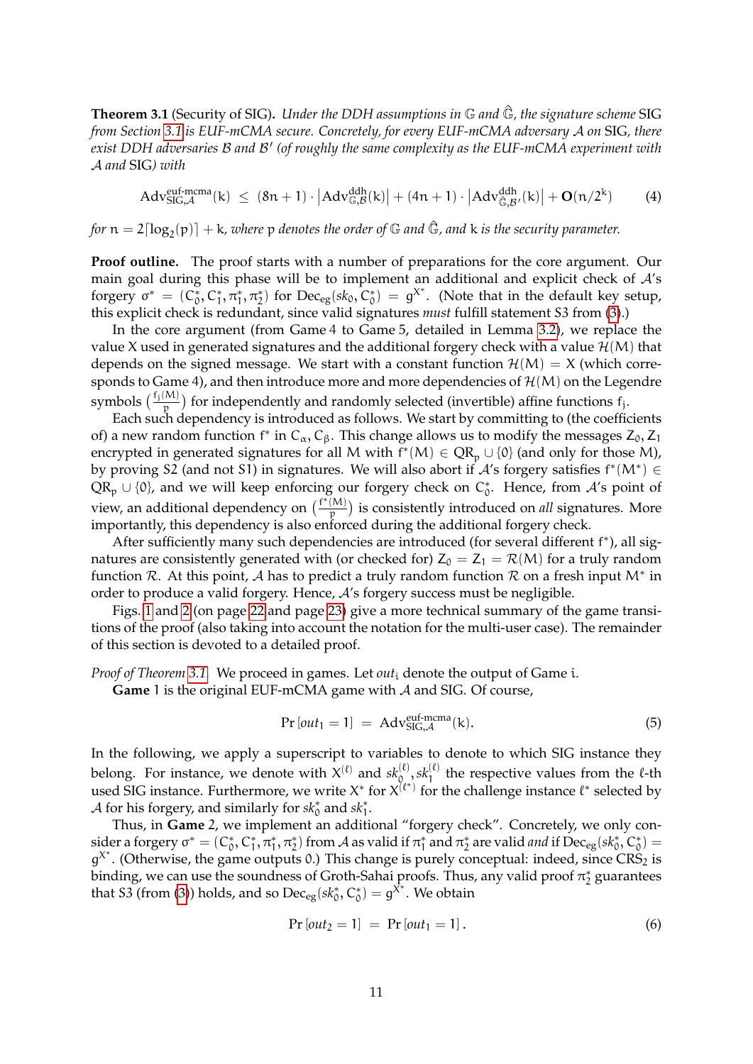**Theorem 3.1** (Security of SIG)**.** *Under the DDH assumptions in $\mathbb{G}$ and $\hat{\mathbb{G}}$, the signature scheme* SIG *from Section 3.1 is EUF-mCMA secure. Concretely, for every EUF-mCMA adversary $\mathcal{A}$ on* SIG*, there exist DDH adversaries $\mathcal{B}$ and $\mathcal{B}'$ (of roughly the same complexity as the EUF-mCMA experiment with $\mathcal{A}$ and* SIG*) with*

$$\mathrm{Adv}^{\text{euf-mcma}}_{\mathrm{SIG},\mathcal{A}}(k) \;\le\; (8n+1)\cdot\left|\mathrm{Adv}^{\mathrm{ddh}}_{\mathbb{G},\mathcal{B}}(k)\right| + (4n+1)\cdot\left|\mathrm{Adv}^{\mathrm{ddh}}_{\hat{\mathbb{G}},\mathcal{B}'}(k)\right| + \mathbf{O}(n/2^k) \tag{4}$$

*for $n = 2\lceil \log_2(p)\rceil + k$, where $p$ denotes the order of $\mathbb{G}$ and $\hat{\mathbb{G}}$, and $k$ is the security parameter.*

**Proof outline.** The proof starts with a number of preparations for the core argument. Our main goal during this phase will be to implement an additional and explicit check of $\mathcal{A}$'s forgery $\sigma^* = (C_0^*, C_1^*, \pi_1^*, \pi_2^*)$ for $\mathrm{Dec}_{\mathrm{eg}}(sk_0, C_0^*) = g^{X^*}$. (Note that in the default key setup, this explicit check is redundant, since valid signatures *must* fulfill statement S3 from (3).)

In the core argument (from Game 4 to Game 5, detailed in Lemma 3.2), we replace the value $X$ used in generated signatures and the additional forgery check with a value $\mathcal{H}(M)$ that depends on the signed message. We start with a constant function $\mathcal{H}(M) = X$ (which corresponds to Game 4), and then introduce more and more dependencies of $\mathcal{H}(M)$ on the Legendre symbols $\left(\frac{f_j(M)}{p}\right)$ for independently and randomly selected (invertible) affine functions $f_j$.

Each such dependency is introduced as follows. We start by committing to (the coefficients of) a new random function $f^*$ in $C_\alpha, C_\beta$. This change allows us to modify the messages $Z_0, Z_1$ encrypted in generated signatures for all $M$ with $f^*(M) \in \mathrm{QR}_p \cup \{0\}$ (and only for those $M$), by proving S2 (and not S1) in signatures. We will also abort if $\mathcal{A}$'s forgery satisfies $f^*(M^*) \in \mathrm{QR}_p \cup \{0\}$, and we will keep enforcing our forgery check on $C_0^*$. Hence, from $\mathcal{A}$'s point of view, an additional dependency on $\left(\frac{f^*(M)}{p}\right)$ is consistently introduced on *all* signatures. More importantly, this dependency is also enforced during the additional forgery check.

After sufficiently many such dependencies are introduced (for several different $f^*$), all signatures are consistently generated with (or checked for) $Z_0 = Z_1 = \mathcal{R}(M)$ for a truly random function $\mathcal{R}$. At this point, $\mathcal{A}$ has to predict a truly random function $\mathcal{R}$ on a fresh input $M^*$ in order to produce a valid forgery. Hence, $\mathcal{A}$'s forgery success must be negligible.

Figs. 1 and 2 (on page 22 and page 23) give a more technical summary of the game transitions of the proof (also taking into account the notation for the multi-user case). The remainder of this section is devoted to a detailed proof.

*Proof of Theorem 3.1.* We proceed in games. Let $out_i$ denote the output of Game $i$.

**Game** 1 is the original EUF-mCMA game with $\mathcal{A}$ and SIG. Of course,

$$\Pr[out_1 = 1] \;=\; \mathrm{Adv}^{\text{euf-mcma}}_{\mathrm{SIG},\mathcal{A}}(k). \tag{5}$$

In the following, we apply a superscript to variables to denote to which SIG instance they belong. For instance, we denote with $X^{(\ell)}$ and $sk_0^{(\ell)}, sk_1^{(\ell)}$ the respective values from the $\ell$-th used SIG instance. Furthermore, we write $X^*$ for $X^{(\ell^*)}$ for the challenge instance $\ell^*$ selected by $\mathcal{A}$ for his forgery, and similarly for $sk_0^*$ and $sk_1^*$.

Thus, in **Game** 2, we implement an additional "forgery check". Concretely, we only consider a forgery $\sigma^* = (C_0^*, C_1^*, \pi_1^*, \pi_2^*)$ from $\mathcal{A}$ as valid if $\pi_1^*$ and $\pi_2^*$ are valid *and* if $\mathrm{Dec}_{\mathrm{eg}}(sk_0^*, C_0^*) = g^{X^*}$. (Otherwise, the game outputs 0.) This change is purely conceptual: indeed, since $\mathrm{CRS}_2$ is binding, we can use the soundness of Groth-Sahai proofs. Thus, any valid proof $\pi_2^*$ guarantees that S3 (from (3)) holds, and so $\mathrm{Dec}_{\mathrm{eg}}(sk_0^*, C_0^*) = g^{X^*}$. We obtain

$$\Pr[out_2 = 1] \;=\; \Pr[out_1 = 1]. \tag{6}$$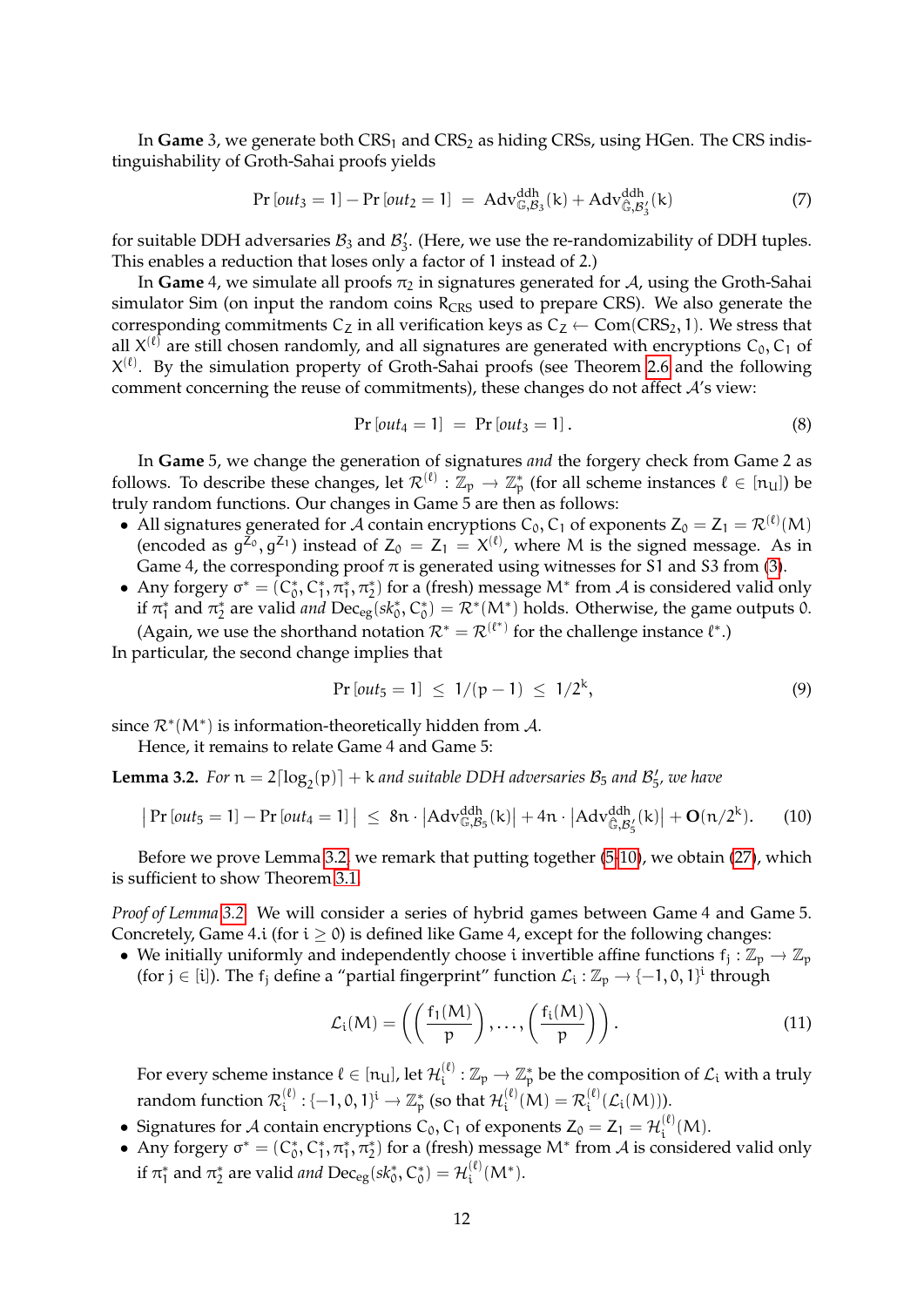In **Game** 3, we generate both $\mathrm{CRS}_1$ and $\mathrm{CRS}_2$ as hiding CRSs, using HGen. The CRS indistinguishability of Groth-Sahai proofs yields

$$\Pr[out_3 = 1] - \Pr[out_2 = 1] \;=\; \mathrm{Adv}^{\mathrm{ddh}}_{\mathbb{G},\mathcal{B}_3}(k) + \mathrm{Adv}^{\mathrm{ddh}}_{\hat{\mathbb{G}},\mathcal{B}'_3}(k) \tag{7}$$

for suitable DDH adversaries $\mathcal{B}_3$ and $\mathcal{B}'_3$. (Here, we use the re-randomizability of DDH tuples. This enables a reduction that loses only a factor of 1 instead of 2.)

In **Game** 4, we simulate all proofs $\pi_2$ in signatures generated for $\mathcal{A}$, using the Groth-Sahai simulator Sim (on input the random coins $R_{\mathrm{CRS}}$ used to prepare CRS). We also generate the corresponding commitments $C_Z$ in all verification keys as $C_Z \leftarrow \mathrm{Com}(\mathrm{CRS}_2, 1)$. We stress that all $X^{(\ell)}$ are still chosen randomly, and all signatures are generated with encryptions $C_0, C_1$ of $X^{(\ell)}$. By the simulation property of Groth-Sahai proofs (see Theorem 2.6 and the following comment concerning the reuse of commitments), these changes do not affect $\mathcal{A}$'s view:

$$\Pr[out_4 = 1] \;=\; \Pr[out_3 = 1]. \tag{8}$$

In **Game** 5, we change the generation of signatures *and* the forgery check from Game 2 as follows. To describe these changes, let $\mathcal{R}^{(\ell)} : \mathbb{Z}_p \to \mathbb{Z}_p^*$ (for all scheme instances $\ell \in [n_U]$) be truly random functions. Our changes in Game 5 are then as follows:

- All signatures generated for $\mathcal{A}$ contain encryptions $C_0, C_1$ of exponents $Z_0 = Z_1 = \mathcal{R}^{(\ell)}(M)$ (encoded as $g^{Z_0}, g^{Z_1}$) instead of $Z_0 = Z_1 = X^{(\ell)}$, where $M$ is the signed message. As in Game 4, the corresponding proof $\pi$ is generated using witnesses for S1 and S3 from (3).
- Any forgery $\sigma^* = (C_0^*, C_1^*, \pi_1^*, \pi_2^*)$ for a (fresh) message $M^*$ from $\mathcal{A}$ is considered valid only if $\pi_1^*$ and $\pi_2^*$ are valid *and* $\mathrm{Dec}_{\mathrm{eg}}(sk_0^*, C_0^*) = \mathcal{R}^*(M^*)$ holds. Otherwise, the game outputs 0. (Again, we use the shorthand notation $\mathcal{R}^* = \mathcal{R}^{(\ell^*)}$ for the challenge instance $\ell^*$.)

In particular, the second change implies that

$$\Pr[out_5 = 1] \;\leq\; 1/(p-1) \;\leq\; 1/2^k, \tag{9}$$

since $\mathcal{R}^*(M^*)$ is information-theoretically hidden from $\mathcal{A}$.

Hence, it remains to relate Game 4 and Game 5:

**Lemma 3.2.** *For $n = 2\lceil \log_2(p) \rceil + k$ and suitable DDH adversaries $\mathcal{B}_5$ and $\mathcal{B}'_5$, we have*

$$\left| \Pr[out_5 = 1] - \Pr[out_4 = 1] \right| \;\leq\; 8n \cdot \left| \mathrm{Adv}^{\mathrm{ddh}}_{\mathbb{G},\mathcal{B}_5}(k) \right| + 4n \cdot \left| \mathrm{Adv}^{\mathrm{ddh}}_{\hat{\mathbb{G}},\mathcal{B}'_5}(k) \right| + \mathbf{O}(n/2^k). \tag{10}$$

Before we prove Lemma 3.2, we remark that putting together (5-10), we obtain (27), which is sufficient to show Theorem 3.1.

*Proof of Lemma 3.2.* We will consider a series of hybrid games between Game 4 and Game 5. Concretely, Game 4.i (for $i \geq 0$) is defined like Game 4, except for the following changes:

- We initially uniformly and independently choose $i$ invertible affine functions $f_j : \mathbb{Z}_p \to \mathbb{Z}_p$ (for $j \in [i]$). The $f_j$ define a "partial fingerprint" function $\mathcal{L}_i : \mathbb{Z}_p \to \{-1, 0, 1\}^i$ through

$$\mathcal{L}_i(M) = \left( \left( \frac{f_1(M)}{p} \right), \ldots, \left( \frac{f_i(M)}{p} \right) \right). \tag{11}$$

  For every scheme instance $\ell \in [n_U]$, let $\mathcal{H}_i^{(\ell)} : \mathbb{Z}_p \to \mathbb{Z}_p^*$ be the composition of $\mathcal{L}_i$ with a truly random function $\mathcal{R}_i^{(\ell)} : \{-1, 0, 1\}^i \to \mathbb{Z}_p^*$ (so that $\mathcal{H}_i^{(\ell)}(M) = \mathcal{R}_i^{(\ell)}(\mathcal{L}_i(M))$).
- Signatures for $\mathcal{A}$ contain encryptions $C_0, C_1$ of exponents $Z_0 = Z_1 = \mathcal{H}_i^{(\ell)}(M)$.
- Any forgery $\sigma^* = (C_0^*, C_1^*, \pi_1^*, \pi_2^*)$ for a (fresh) message $M^*$ from $\mathcal{A}$ is considered valid only if $\pi_1^*$ and $\pi_2^*$ are valid *and* $\mathrm{Dec}_{\mathrm{eg}}(sk_0^*, C_0^*) = \mathcal{H}_i^{(\ell)}(M^*)$.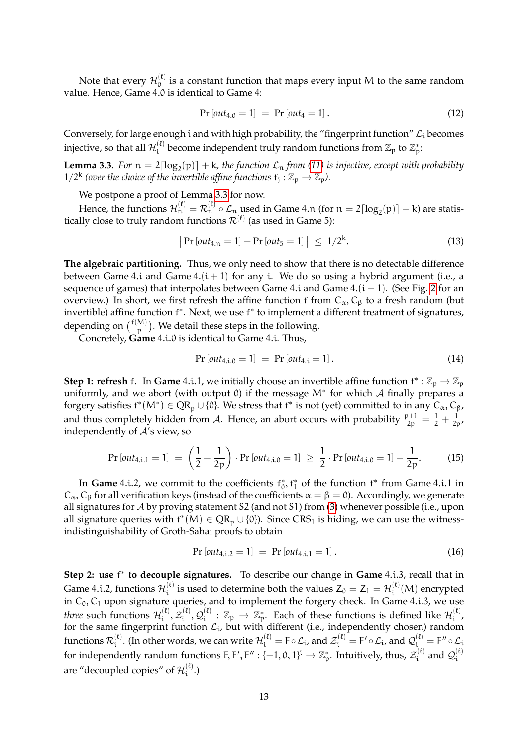Note that every $\mathcal{H}_0^{(\ell)}$ is a constant function that maps every input $M$ to the same random value. Hence, Game 4.0 is identical to Game 4:

$$\Pr[out_{4.0} = 1] \;=\; \Pr[out_4 = 1]\,. \tag{12}$$

Conversely, for large enough $i$ and with high probability, the "fingerprint function" $\mathcal{L}_i$ becomes injective, so that all $\mathcal{H}_i^{(\ell)}$ become independent truly random functions from $\mathbb{Z}_p$ to $\mathbb{Z}_p^*$:

**Lemma 3.3.** *For $n = 2\lceil \log_2(p) \rceil + k$, the function $\mathcal{L}_n$ from (11) is injective, except with probability $1/2^k$ (over the choice of the invertible affine functions $f_j : \mathbb{Z}_p \to \mathbb{Z}_p$).*

We postpone a proof of Lemma 3.3 for now.

Hence, the functions $\mathcal{H}_n^{(\ell)} = \mathcal{R}_n^{(\ell)} \circ \mathcal{L}_n$ used in Game 4.n (for $n = 2\lceil \log_2(p) \rceil + k$) are statistically close to truly random functions $\mathcal{R}^{(\ell)}$ (as used in Game 5):

$$\big|\Pr[out_{4.n} = 1] - \Pr[out_5 = 1]\big| \;\leq\; 1/2^k. \tag{13}$$

**The algebraic partitioning.** Thus, we only need to show that there is no detectable difference between Game 4.i and Game 4.(i + 1) for any i. We do so using a hybrid argument (i.e., a sequence of games) that interpolates between Game 4.i and Game 4.(i + 1). (See Fig. 2 for an overview.) In short, we first refresh the affine function $f$ from $C_\alpha, C_\beta$ to a fresh random (but invertible) affine function $f^*$. Next, we use $f^*$ to implement a different treatment of signatures, depending on $\left(\frac{f(M)}{p}\right)$. We detail these steps in the following.

Concretely, **Game** 4.i.0 is identical to Game 4.i. Thus,

$$\Pr[out_{4.i.0} = 1] \;=\; \Pr[out_{4.i} = 1]\,. \tag{14}$$

**Step 1: refresh f.** In **Game** 4.i.1, we initially choose an invertible affine function $f^* : \mathbb{Z}_p \to \mathbb{Z}_p$ uniformly, and we abort (with output 0) if the message $M^*$ for which $\mathcal{A}$ finally prepares a forgery satisfies $f^*(M^*) \in QR_p \cup \{0\}$. We stress that $f^*$ is not (yet) committed to in any $C_\alpha, C_\beta$, and thus completely hidden from $\mathcal{A}$. Hence, an abort occurs with probability $\frac{p+1}{2p} = \frac{1}{2} + \frac{1}{2p}$, independently of $\mathcal{A}$'s view, so

$$\Pr[out_{4.i.1} = 1] \;=\; \left(\frac{1}{2} - \frac{1}{2p}\right) \cdot \Pr[out_{4.i.0} = 1] \;\geq\; \frac{1}{2} \cdot \Pr[out_{4.i.0} = 1] - \frac{1}{2p}. \tag{15}$$

In **Game** 4.i.2, we commit to the coefficients $f_0^*, f_1^*$ of the function $f^*$ from Game 4.i.1 in $C_\alpha, C_\beta$ for all verification keys (instead of the coefficients $\alpha = \beta = 0$). Accordingly, we generate all signatures for $\mathcal{A}$ by proving statement S2 (and not S1) from (3) whenever possible (i.e., upon all signature queries with $f^*(M) \in QR_p \cup \{0\}$). Since $CRS_1$ is hiding, we can use the witness-indistinguishability of Groth-Sahai proofs to obtain

$$\Pr[out_{4.i.2} = 1] \;=\; \Pr[out_{4.i.1} = 1]\,. \tag{16}$$

**Step 2: use $f^*$ to decouple signatures.** To describe our change in **Game** 4.i.3, recall that in Game 4.i.2, functions $\mathcal{H}_i^{(\ell)}$ is used to determine both the values $Z_0 = Z_1 = \mathcal{H}_i^{(\ell)}(M)$ encrypted in $C_0, C_1$ upon signature queries, and to implement the forgery check. In Game 4.i.3, we use *three* such functions $\mathcal{H}_i^{(\ell)}, \mathcal{Z}_i^{(\ell)}, \mathcal{Q}_i^{(\ell)} : \mathbb{Z}_p \to \mathbb{Z}_p^*$. Each of these functions is defined like $\mathcal{H}_i^{(\ell)}$, for the same fingerprint function $\mathcal{L}_i$, but with different (i.e., independently chosen) random functions $\mathcal{R}_i^{(\ell)}$. (In other words, we can write $\mathcal{H}_i^{(\ell)} = F \circ \mathcal{L}_i$, and $\mathcal{Z}_i^{(\ell)} = F' \circ \mathcal{L}_i$, and $\mathcal{Q}_i^{(\ell)} = F'' \circ \mathcal{L}_i$ for independently random functions $F, F', F'' : \{-1, 0, 1\}^i \to \mathbb{Z}_p^*$. Intuitively, thus, $\mathcal{Z}_i^{(\ell)}$ and $\mathcal{Q}_i^{(\ell)}$ are "decoupled copies" of $\mathcal{H}_i^{(\ell)}$.)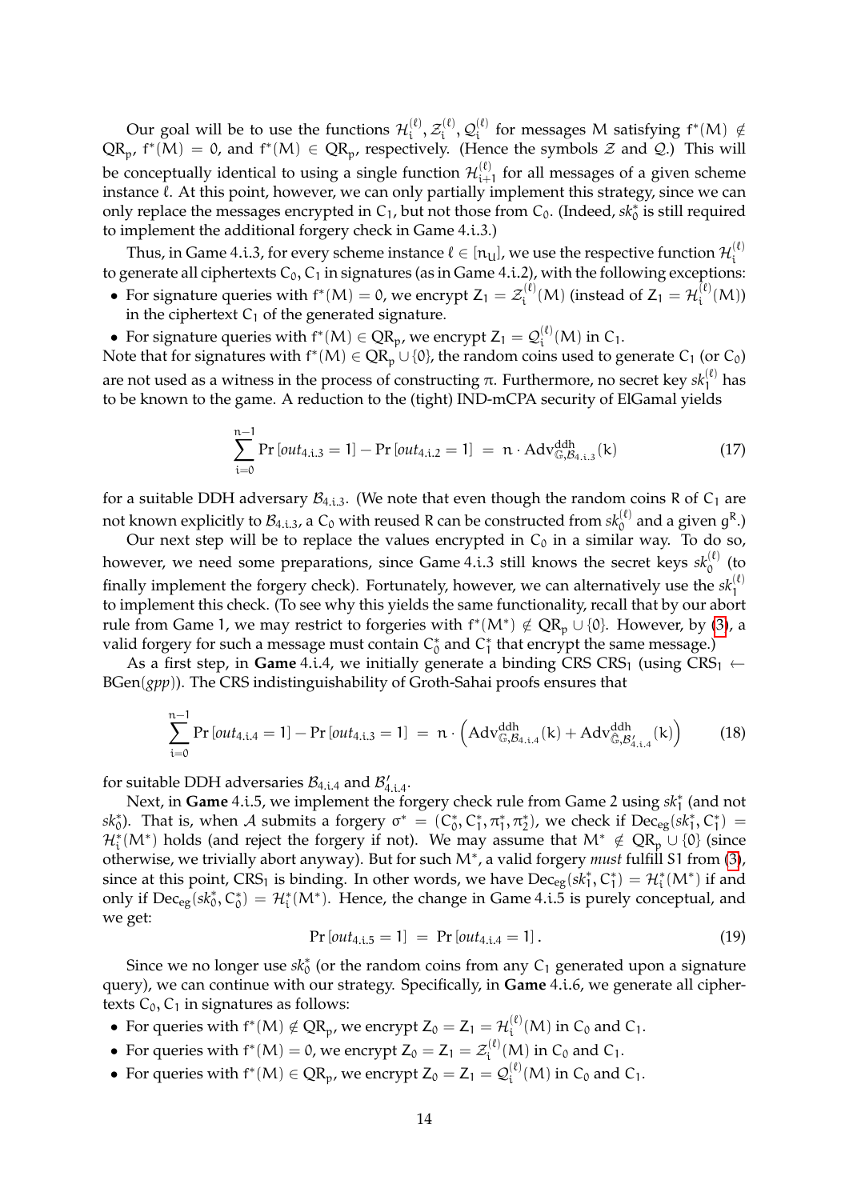Our goal will be to use the functions $\mathcal{H}_i^{(\ell)}, \mathcal{Z}_i^{(\ell)}, \mathcal{Q}_i^{(\ell)}$ for messages $M$ satisfying $f^*(M) \notin \mathrm{QR}_p$, $f^*(M) = 0$, and $f^*(M) \in \mathrm{QR}_p$, respectively. (Hence the symbols $\mathcal{Z}$ and $\mathcal{Q}$.) This will be conceptually identical to using a single function $\mathcal{H}_{i+1}^{(\ell)}$ for all messages of a given scheme instance $\ell$. At this point, however, we can only partially implement this strategy, since we can only replace the messages encrypted in $C_1$, but not those from $C_0$. (Indeed, $sk_0^*$ is still required to implement the additional forgery check in Game 4.i.3.)

Thus, in Game 4.i.3, for every scheme instance $\ell \in [n_U]$, we use the respective function $\mathcal{H}_i^{(\ell)}$ to generate all ciphertexts $C_0, C_1$ in signatures (as in Game 4.i.2), with the following exceptions:

- For signature queries with $f^*(M) = 0$, we encrypt $Z_1 = \mathcal{Z}_i^{(\ell)}(M)$ (instead of $Z_1 = \mathcal{H}_i^{(\ell)}(M)$) in the ciphertext $C_1$ of the generated signature.
- For signature queries with $f^*(M) \in \mathrm{QR}_p$, we encrypt $Z_1 = \mathcal{Q}_i^{(\ell)}(M)$ in $C_1$.

Note that for signatures with $f^*(M) \in \mathrm{QR}_p \cup \{0\}$, the random coins used to generate $C_1$ (or $C_0$) are not used as a witness in the process of constructing $\pi$. Furthermore, no secret key $sk_1^{(\ell)}$ has to be known to the game. A reduction to the (tight) IND-mCPA security of ElGamal yields

$$\sum_{i=0}^{n-1} \Pr[out_{4.i.3} = 1] - \Pr[out_{4.i.2} = 1] \;=\; n \cdot \mathrm{Adv}^{\mathrm{ddh}}_{\mathbb{G},\mathcal{B}_{4.i.3}}(k) \tag{17}$$

for a suitable DDH adversary $\mathcal{B}_{4.i.3}$. (We note that even though the random coins $R$ of $C_1$ are not known explicitly to $\mathcal{B}_{4.i.3}$, a $C_0$ with reused $R$ can be constructed from $sk_0^{(\ell)}$ and a given $g^R$.)

Our next step will be to replace the values encrypted in $C_0$ in a similar way. To do so, however, we need some preparations, since Game 4.i.3 still knows the secret keys $sk_0^{(\ell)}$ (to finally implement the forgery check). Fortunately, however, we can alternatively use the $sk_1^{(\ell)}$ to implement this check. (To see why this yields the same functionality, recall that by our abort rule from Game 1, we may restrict to forgeries with $f^*(M^*) \notin \mathrm{QR}_p \cup \{0\}$. However, by (3), a valid forgery for such a message must contain $C_0^*$ and $C_1^*$ that encrypt the same message.)

As a first step, in **Game** 4.i.4, we initially generate a binding CRS $\mathrm{CRS}_1$ (using $\mathrm{CRS}_1 \leftarrow \mathrm{BGen}(gpp)$). The CRS indistinguishability of Groth-Sahai proofs ensures that

$$\sum_{i=0}^{n-1} \Pr[out_{4.i.4} = 1] - \Pr[out_{4.i.3} = 1] \;=\; n \cdot \left(\mathrm{Adv}^{\mathrm{ddh}}_{\mathbb{G},\mathcal{B}_{4.i.4}}(k) + \mathrm{Adv}^{\mathrm{ddh}}_{\mathbb{G},\mathcal{B}'_{4.i.4}}(k)\right) \tag{18}$$

for suitable DDH adversaries $\mathcal{B}_{4.i.4}$ and $\mathcal{B}'_{4.i.4}$.

Next, in **Game** 4.i.5, we implement the forgery check rule from Game 2 using $sk_1^*$ (and not $sk_0^*$). That is, when $\mathcal{A}$ submits a forgery $\sigma^* = (C_0^*, C_1^*, \pi_1^*, \pi_2^*)$, we check if $\mathrm{Dec}_{\mathrm{eg}}(sk_1^*, C_1^*) = \mathcal{H}_i^*(M^*)$ holds (and reject the forgery if not). We may assume that $M^* \notin \mathrm{QR}_p \cup \{0\}$ (since otherwise, we trivially abort anyway). But for such $M^*$, a valid forgery *must* fulfill S1 from (3), since at this point, $\mathrm{CRS}_1$ is binding. In other words, we have $\mathrm{Dec}_{\mathrm{eg}}(sk_1^*, C_1^*) = \mathcal{H}_i^*(M^*)$ if and only if $\mathrm{Dec}_{\mathrm{eg}}(sk_0^*, C_0^*) = \mathcal{H}_i^*(M^*)$. Hence, the change in Game 4.i.5 is purely conceptual, and we get:

$$\Pr[out_{4.i.5} = 1] \;=\; \Pr[out_{4.i.4} = 1]\,. \tag{19}$$

Since we no longer use $sk_0^*$ (or the random coins from any $C_1$ generated upon a signature query), we can continue with our strategy. Specifically, in **Game** 4.i.6, we generate all ciphertexts $C_0, C_1$ in signatures as follows:

- For queries with $f^*(M) \notin \mathrm{QR}_p$, we encrypt $Z_0 = Z_1 = \mathcal{H}_i^{(\ell)}(M)$ in $C_0$ and $C_1$.
- For queries with $f^*(M) = 0$, we encrypt $Z_0 = Z_1 = \mathcal{Z}_i^{(\ell)}(M)$ in $C_0$ and $C_1$.
- For queries with $f^*(M) \in \mathrm{QR}_p$, we encrypt $Z_0 = Z_1 = \mathcal{Q}_i^{(\ell)}(M)$ in $C_0$ and $C_1$.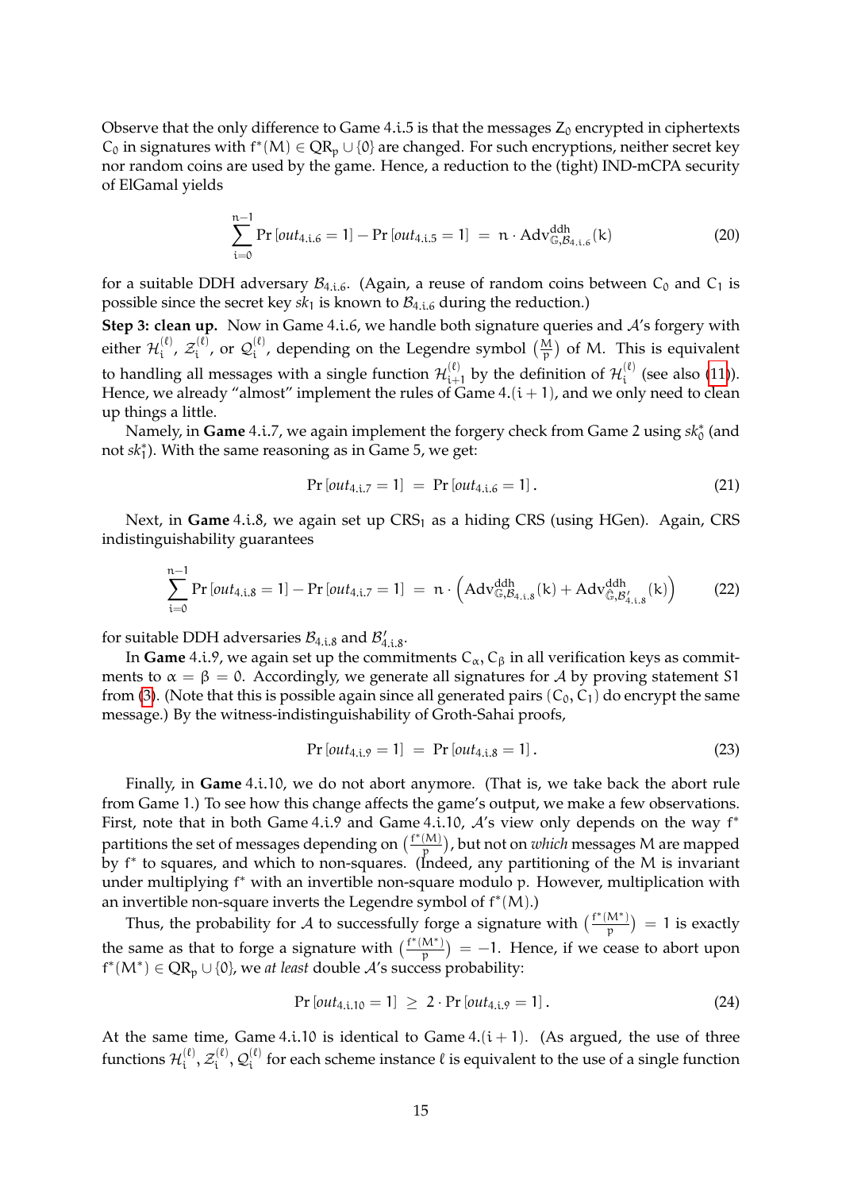Observe that the only difference to Game 4.i.5 is that the messages $Z_0$ encrypted in ciphertexts $C_0$ in signatures with $f^*(M) \in QR_p \cup \{0\}$ are changed. For such encryptions, neither secret key nor random coins are used by the game. Hence, a reduction to the (tight) IND-mCPA security of ElGamal yields

$$\sum_{i=0}^{n-1} \Pr[out_{4.i.6} = 1] - \Pr[out_{4.i.5} = 1] \;=\; n \cdot \mathrm{Adv}^{\mathrm{ddh}}_{\mathbb{G},\mathcal{B}_{4.i.6}}(k) \tag{20}$$

for a suitable DDH adversary $\mathcal{B}_{4.i.6}$. (Again, a reuse of random coins between $C_0$ and $C_1$ is possible since the secret key $sk_1$ is known to $\mathcal{B}_{4.i.6}$ during the reduction.)

**Step 3: clean up.** Now in Game 4.i.6, we handle both signature queries and $\mathcal{A}$'s forgery with either $\mathcal{H}_i^{(\ell)}$, $\mathcal{Z}_i^{(\ell)}$, or $\mathcal{Q}_i^{(\ell)}$, depending on the Legendre symbol $\left(\frac{M}{p}\right)$ of M. This is equivalent to handling all messages with a single function $\mathcal{H}_{i+1}^{(\ell)}$ by the definition of $\mathcal{H}_i^{(\ell)}$ (see also (11)). Hence, we already "almost" implement the rules of Game 4.$(i+1)$, and we only need to clean up things a little.

Namely, in **Game** 4.i.7, we again implement the forgery check from Game 2 using $sk_0^*$ (and not $sk_1^*$). With the same reasoning as in Game 5, we get:

$$\Pr[out_{4.i.7} = 1] \;=\; \Pr[out_{4.i.6} = 1]. \tag{21}$$

Next, in **Game** 4.i.8, we again set up $\mathrm{CRS}_1$ as a hiding CRS (using HGen). Again, CRS indistinguishability guarantees

$$\sum_{i=0}^{n-1} \Pr[out_{4.i.8} = 1] - \Pr[out_{4.i.7} = 1] \;=\; n \cdot \left(\mathrm{Adv}^{\mathrm{ddh}}_{\mathbb{G},\mathcal{B}_{4.i.8}}(k) + \mathrm{Adv}^{\mathrm{ddh}}_{\hat{\mathbb{G}},\mathcal{B}'_{4.i.8}}(k)\right) \tag{22}$$

for suitable DDH adversaries $\mathcal{B}_{4.i.8}$ and $\mathcal{B}'_{4.i.8}$.

In **Game** 4.i.9, we again set up the commitments $C_\alpha, C_\beta$ in all verification keys as commitments to $\alpha = \beta = 0$. Accordingly, we generate all signatures for $\mathcal{A}$ by proving statement S1 from (3). (Note that this is possible again since all generated pairs $(C_0, C_1)$ do encrypt the same message.) By the witness-indistinguishability of Groth-Sahai proofs,

$$\Pr[out_{4.i.9} = 1] \;=\; \Pr[out_{4.i.8} = 1]. \tag{23}$$

Finally, in **Game** 4.i.10, we do not abort anymore. (That is, we take back the abort rule from Game 1.) To see how this change affects the game's output, we make a few observations. First, note that in both Game 4.i.9 and Game 4.i.10, $\mathcal{A}$'s view only depends on the way $f^*$ partitions the set of messages depending on $\left(\frac{f^*(M)}{p}\right)$, but not on *which* messages M are mapped by $f^*$ to squares, and which to non-squares. (Indeed, any partitioning of the M is invariant under multiplying $f^*$ with an invertible non-square modulo p. However, multiplication with an invertible non-square inverts the Legendre symbol of $f^*(M)$.)

Thus, the probability for $\mathcal{A}$ to successfully forge a signature with $\left(\frac{f^*(M^*)}{p}\right) = 1$ is exactly the same as that to forge a signature with $\left(\frac{f^*(M^*)}{p}\right) = -1$. Hence, if we cease to abort upon $f^*(M^*) \in QR_p \cup \{0\}$, we *at least* double $\mathcal{A}$'s success probability:

$$\Pr[out_{4.i.10} = 1] \;\geq\; 2 \cdot \Pr[out_{4.i.9} = 1]. \tag{24}$$

At the same time, Game 4.i.10 is identical to Game 4.$(i+1)$. (As argued, the use of three functions $\mathcal{H}_i^{(\ell)}, \mathcal{Z}_i^{(\ell)}, \mathcal{Q}_i^{(\ell)}$ for each scheme instance $\ell$ is equivalent to the use of a single function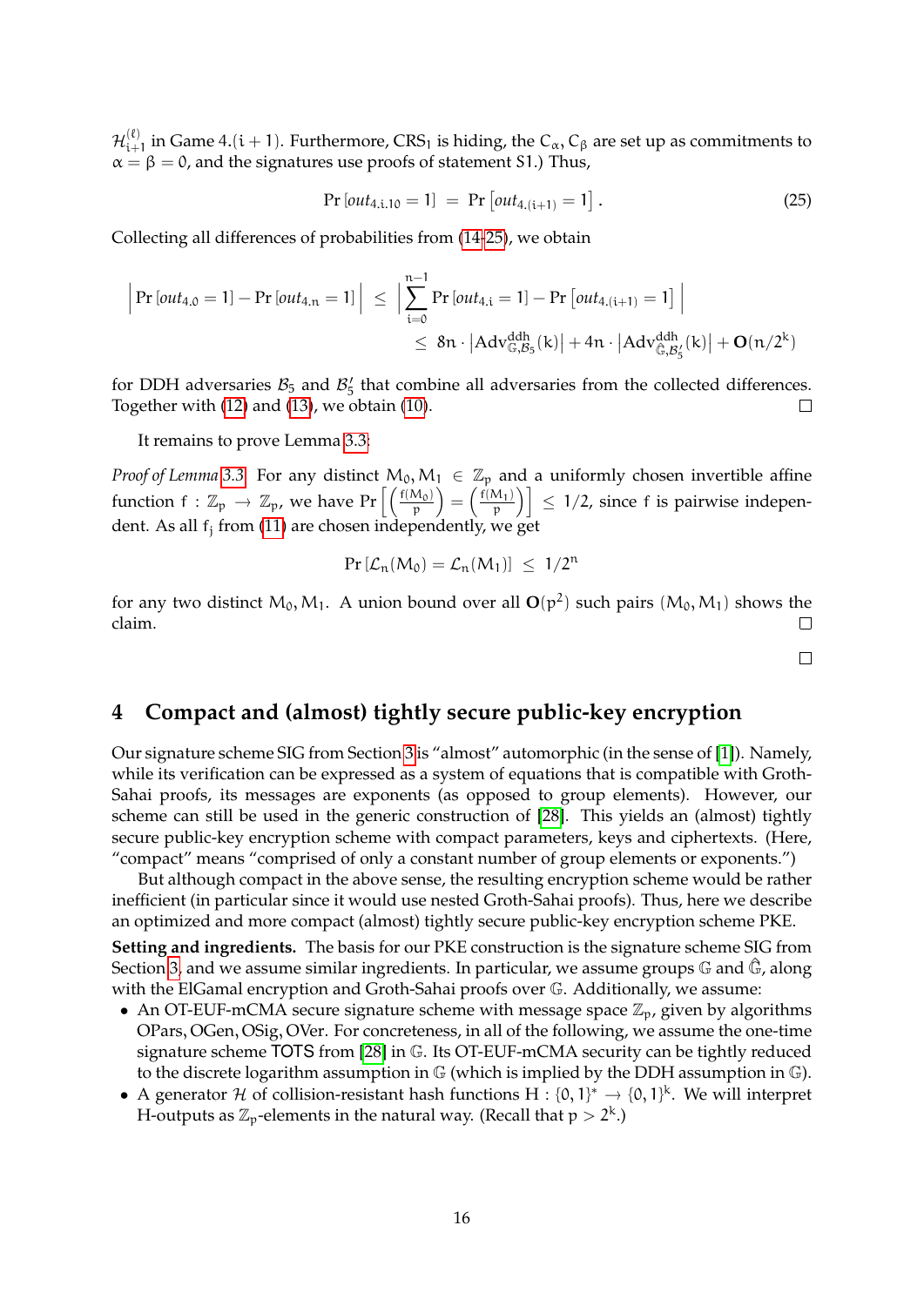$\mathcal{H}_{i+1}^{(\ell)}$ in Game 4.$(i+1)$. Furthermore, $\mathsf{CRS}_1$ is hiding, the $C_\alpha, C_\beta$ are set up as commitments to $\alpha = \beta = 0$, and the signatures use proofs of statement S1.) Thus,

$$\Pr\left[out_{4.i.10} = 1\right] \;=\; \Pr\left[out_{4.(i+1)} = 1\right]. \tag{25}$$

Collecting all differences of probabilities from (14-25), we obtain

$$\begin{aligned}
\left|\Pr\left[out_{4.0} = 1\right] - \Pr\left[out_{4.n} = 1\right]\right| \;&\leq\; \left|\sum_{i=0}^{n-1} \Pr\left[out_{4.i} = 1\right] - \Pr\left[out_{4.(i+1)} = 1\right]\right| \\
&\leq\; 8n \cdot \left|\mathsf{Adv}^{\mathsf{ddh}}_{\mathbb{G},\mathcal{B}_5}(k)\right| + 4n \cdot \left|\mathsf{Adv}^{\mathsf{ddh}}_{\hat{\mathbb{G}},\mathcal{B}_5'}(k)\right| + \mathbf{O}(n/2^k)
\end{aligned}$$

for DDH adversaries $\mathcal{B}_5$ and $\mathcal{B}_5'$ that combine all adversaries from the collected differences. Together with (12) and (13), we obtain (10). □

It remains to prove Lemma 3.3.

*Proof of Lemma 3.3.* For any distinct $M_0, M_1 \in \mathbb{Z}_p$ and a uniformly chosen invertible affine function $f : \mathbb{Z}_p \to \mathbb{Z}_p$, we have $\Pr\left[\left(\frac{f(M_0)}{p}\right) = \left(\frac{f(M_1)}{p}\right)\right] \leq 1/2$, since $f$ is pairwise independent. As all $f_j$ from (11) are chosen independently, we get

$$\Pr\left[\mathcal{L}_n(M_0) = \mathcal{L}_n(M_1)\right] \;\leq\; 1/2^n$$

for any two distinct $M_0, M_1$. A union bound over all $\mathbf{O}(p^2)$ such pairs $(M_0, M_1)$ shows the claim. □

□

## 4 Compact and (almost) tightly secure public-key encryption

Our signature scheme SIG from Section 3 is "almost" automorphic (in the sense of [1]). Namely, while its verification can be expressed as a system of equations that is compatible with Groth-Sahai proofs, its messages are exponents (as opposed to group elements). However, our scheme can still be used in the generic construction of [28]. This yields an (almost) tightly secure public-key encryption scheme with compact parameters, keys and ciphertexts. (Here, "compact" means "comprised of only a constant number of group elements or exponents.")

But although compact in the above sense, the resulting encryption scheme would be rather inefficient (in particular since it would use nested Groth-Sahai proofs). Thus, here we describe an optimized and more compact (almost) tightly secure public-key encryption scheme PKE.

**Setting and ingredients.** The basis for our PKE construction is the signature scheme SIG from Section 3, and we assume similar ingredients. In particular, we assume groups $\mathbb{G}$ and $\hat{\mathbb{G}}$, along with the ElGamal encryption and Groth-Sahai proofs over $\mathbb{G}$. Additionally, we assume:

- An OT-EUF-mCMA secure signature scheme with message space $\mathbb{Z}_p$, given by algorithms OPars, OGen, OSig, OVer. For concreteness, in all of the following, we assume the one-time signature scheme TOTS from [28] in $\mathbb{G}$. Its OT-EUF-mCMA security can be tightly reduced to the discrete logarithm assumption in $\mathbb{G}$ (which is implied by the DDH assumption in $\mathbb{G}$).
- A generator $\mathcal{H}$ of collision-resistant hash functions $H : \{0,1\}^* \to \{0,1\}^k$. We will interpret H-outputs as $\mathbb{Z}_p$-elements in the natural way. (Recall that $p > 2^k$.)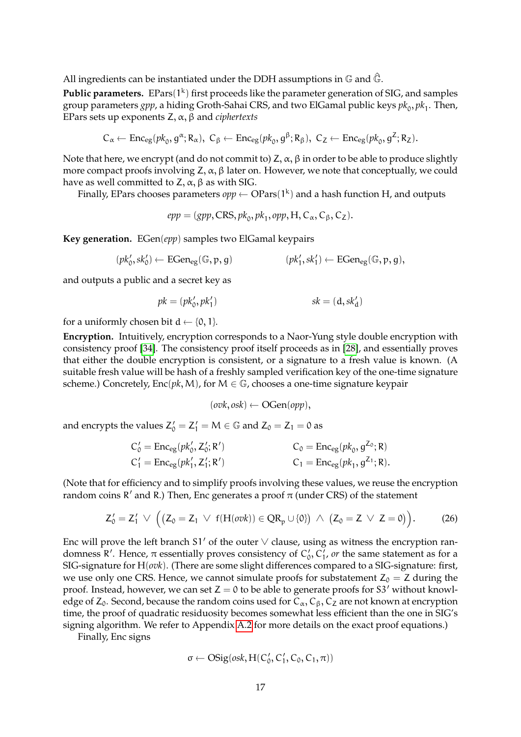All ingredients can be instantiated under the DDH assumptions in $\mathbb{G}$ and $\hat{\mathbb{G}}$.

**Public parameters.** $\mathrm{EPars}(1^k)$ first proceeds like the parameter generation of SIG, and samples group parameters *gpp*, a hiding Groth-Sahai CRS, and two ElGamal public keys $pk_0, pk_1$. Then, EPars sets up exponents $Z, \alpha, \beta$ and *ciphertexts*

$$C_\alpha \leftarrow \mathrm{Enc_{eg}}(pk_0, g^\alpha; R_\alpha),\ C_\beta \leftarrow \mathrm{Enc_{eg}}(pk_0, g^\beta; R_\beta),\ C_Z \leftarrow \mathrm{Enc_{eg}}(pk_0, g^Z; R_Z).$$

Note that here, we encrypt (and do not commit to) $Z, \alpha, \beta$ in order to be able to produce slightly more compact proofs involving $Z, \alpha, \beta$ later on. However, we note that conceptually, we could have as well committed to $Z, \alpha, \beta$ as with SIG.

Finally, EPars chooses parameters $opp \leftarrow \mathrm{OPars}(1^k)$ and a hash function H, and outputs

$$epp = (gpp, \mathrm{CRS}, pk_0, pk_1, opp, \mathrm{H}, C_\alpha, C_\beta, C_Z).$$

**Key generation.** $\mathrm{EGen}(epp)$ samples two ElGamal keypairs

$$(pk'_0, sk'_0) \leftarrow \mathrm{EGen_{eg}}(\mathbb{G}, p, g) \qquad\qquad (pk'_1, sk'_1) \leftarrow \mathrm{EGen_{eg}}(\mathbb{G}, p, g),$$

and outputs a public and a secret key as

$$pk = (pk'_0, pk'_1) \qquad\qquad sk = (d, sk'_d)$$

for a uniformly chosen bit $d \leftarrow \{0, 1\}$.

**Encryption.** Intuitively, encryption corresponds to a Naor-Yung style double encryption with consistency proof [34]. The consistency proof itself proceeds as in [28], and essentially proves that either the double encryption is consistent, or a signature to a fresh value is known. (A suitable fresh value will be hash of a freshly sampled verification key of the one-time signature scheme.) Concretely, $\mathrm{Enc}(pk, M)$, for $M \in \mathbb{G}$, chooses a one-time signature keypair

$$(ovk, osk) \leftarrow \mathrm{OGen}(opp),$$

and encrypts the values $Z'_0 = Z'_1 = M \in \mathbb{G}$ and $Z_0 = Z_1 = 0$ as

$$C'_0 = \mathrm{Enc_{eg}}(pk'_0, Z'_0; R') \qquad\qquad C_0 = \mathrm{Enc_{eg}}(pk_0, g^{Z_0}; R)$$
$$C'_1 = \mathrm{Enc_{eg}}(pk'_1, Z'_1; R') \qquad\qquad C_1 = \mathrm{Enc_{eg}}(pk_1, g^{Z_1}; R).$$

(Note that for efficiency and to simplify proofs involving these values, we reuse the encryption random coins $R'$ and $R$.) Then, Enc generates a proof $\pi$ (under CRS) of the statement

$$Z'_0 = Z'_1 \ \vee\ \Big(\big(Z_0 = Z_1\ \vee\ f(\mathrm{H}(ovk)) \in \mathrm{QR}_p \cup \{0\}\big)\ \wedge\ \big(Z_0 = Z\ \vee\ Z = 0\big)\Big). \qquad (26)$$

Enc will prove the left branch $S1'$ of the outer $\vee$ clause, using as witness the encryption randomness $R'$. Hence, $\pi$ essentially proves consistency of $C'_0, C'_1$, *or* the same statement as for a SIG-signature for $\mathrm{H}(ovk)$. (There are some slight differences compared to a SIG-signature: first, we use only one CRS. Hence, we cannot simulate proofs for substatement $Z_0 = Z$ during the proof. Instead, however, we can set $Z = 0$ to be able to generate proofs for $S3'$ without knowledge of $Z_0$. Second, because the random coins used for $C_\alpha, C_\beta, C_Z$ are not known at encryption time, the proof of quadratic residuosity becomes somewhat less efficient than the one in SIG's signing algorithm. We refer to Appendix A.2 for more details on the exact proof equations.)

Finally, Enc signs

$$\sigma \leftarrow \mathrm{OSig}(osk, \mathrm{H}(C'_0, C'_1, C_0, C_1, \pi))$$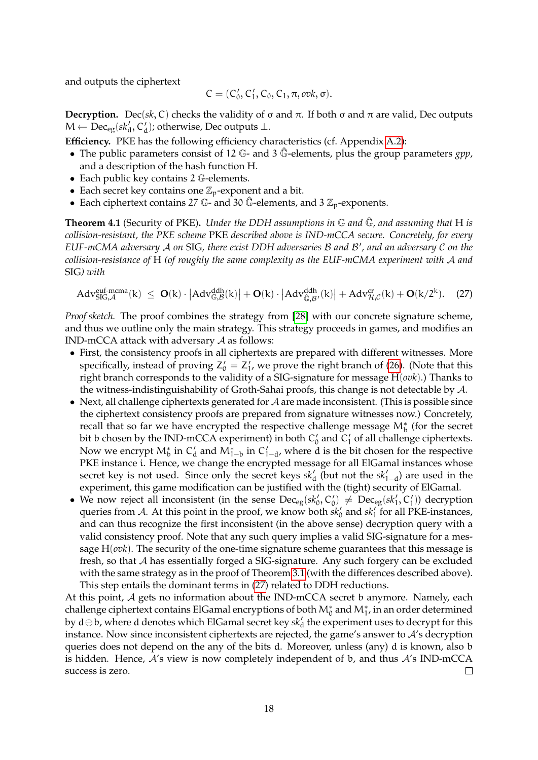and outputs the ciphertext

$$C = (C'_0, C'_1, C_0, C_1, \pi, ovk, \sigma).$$

**Decryption.** $\mathsf{Dec}(sk, C)$ checks the validity of $\sigma$ and $\pi$. If both $\sigma$ and $\pi$ are valid, Dec outputs $M \leftarrow \mathsf{Dec}_{\mathsf{eg}}(sk'_d, C'_d)$; otherwise, Dec outputs $\perp$.

**Efficiency.** PKE has the following efficiency characteristics (cf. Appendix A.2):

- The public parameters consist of 12 $\mathbb{G}$- and 3 $\hat{\mathbb{G}}$-elements, plus the group parameters $gpp$, and a description of the hash function H.
- Each public key contains 2 $\mathbb{G}$-elements.
- Each secret key contains one $\mathbb{Z}_p$-exponent and a bit.
- Each ciphertext contains 27 $\mathbb{G}$- and 30 $\hat{\mathbb{G}}$-elements, and 3 $\mathbb{Z}_p$-exponents.

**Theorem 4.1** (Security of PKE)**.** *Under the DDH assumptions in $\mathbb{G}$ and $\hat{\mathbb{G}}$, and assuming that* H *is collision-resistant, the PKE scheme* PKE *described above is IND-mCCA secure. Concretely, for every EUF-mCMA adversary $\mathcal{A}$ on* SIG*, there exist DDH adversaries $\mathcal{B}$ and $\mathcal{B}'$, and an adversary $\mathcal{C}$ on the collision-resistance of* H *(of roughly the same complexity as the EUF-mCMA experiment with $\mathcal{A}$ and* SIG*) with*

$$\mathrm{Adv}^{\mathrm{euf\text{-}mcma}}_{\mathsf{SIG},\mathcal{A}}(k) \;\leq\; \mathbf{O}(k)\cdot\left|\mathrm{Adv}^{\mathrm{ddh}}_{\mathbb{G},\mathcal{B}}(k)\right| + \mathbf{O}(k)\cdot\left|\mathrm{Adv}^{\mathrm{ddh}}_{\hat{\mathbb{G}},\mathcal{B}'}(k)\right| + \mathrm{Adv}^{\mathrm{cr}}_{\mathcal{H},\mathcal{C}}(k) + \mathbf{O}(k/2^k). \tag{27}$$

*Proof sketch.* The proof combines the strategy from [28] with our concrete signature scheme, and thus we outline only the main strategy. This strategy proceeds in games, and modifies an IND-mCCA attack with adversary $\mathcal{A}$ as follows:

- First, the consistency proofs in all ciphertexts are prepared with different witnesses. More specifically, instead of proving $Z'_0 = Z'_1$, we prove the right branch of (26). (Note that this right branch corresponds to the validity of a SIG-signature for message $\mathrm{H}(ovk)$.) Thanks to the witness-indistinguishability of Groth-Sahai proofs, this change is not detectable by $\mathcal{A}$.
- Next, all challenge ciphertexts generated for $\mathcal{A}$ are made inconsistent. (This is possible since the ciphertext consistency proofs are prepared from signature witnesses now.) Concretely, recall that so far we have encrypted the respective challenge message $M^*_b$ (for the secret bit $b$ chosen by the IND-mCCA experiment) in both $C'_0$ and $C'_1$ of all challenge ciphertexts. Now we encrypt $M^*_b$ in $C'_d$ and $M^*_{1-b}$ in $C'_{1-d}$, where $d$ is the bit chosen for the respective PKE instance $i$. Hence, we change the encrypted message for all ElGamal instances whose secret key is not used. Since only the secret keys $sk'_d$ (but not the $sk'_{1-d}$) are used in the experiment, this game modification can be justified with the (tight) security of ElGamal.
- We now reject all inconsistent (in the sense $\mathsf{Dec}_{\mathsf{eg}}(sk'_0, C'_0) \neq \mathsf{Dec}_{\mathsf{eg}}(sk'_1, C'_1)$) decryption queries from $\mathcal{A}$. At this point in the proof, we know both $sk'_0$ and $sk'_1$ for all PKE-instances, and can thus recognize the first inconsistent (in the above sense) decryption query with a valid consistency proof. Note that any such query implies a valid SIG-signature for a message $\mathrm{H}(ovk)$. The security of the one-time signature scheme guarantees that this message is fresh, so that $\mathcal{A}$ has essentially forged a SIG-signature. Any such forgery can be excluded with the same strategy as in the proof of Theorem 3.1 (with the differences described above). This step entails the dominant terms in (27) related to DDH reductions.

At this point, $\mathcal{A}$ gets no information about the IND-mCCA secret $b$ anymore. Namely, each challenge ciphertext contains ElGamal encryptions of both $M^*_0$ and $M^*_1$, in an order determined by $d \oplus b$, where $d$ denotes which ElGamal secret key $sk'_d$ the experiment uses to decrypt for this instance. Now since inconsistent ciphertexts are rejected, the game's answer to $\mathcal{A}$'s decryption queries does not depend on the any of the bits $d$. Moreover, unless (any) $d$ is known, also $b$ is hidden. Hence, $\mathcal{A}$'s view is now completely independent of $b$, and thus $\mathcal{A}$'s IND-mCCA success is zero. $\square$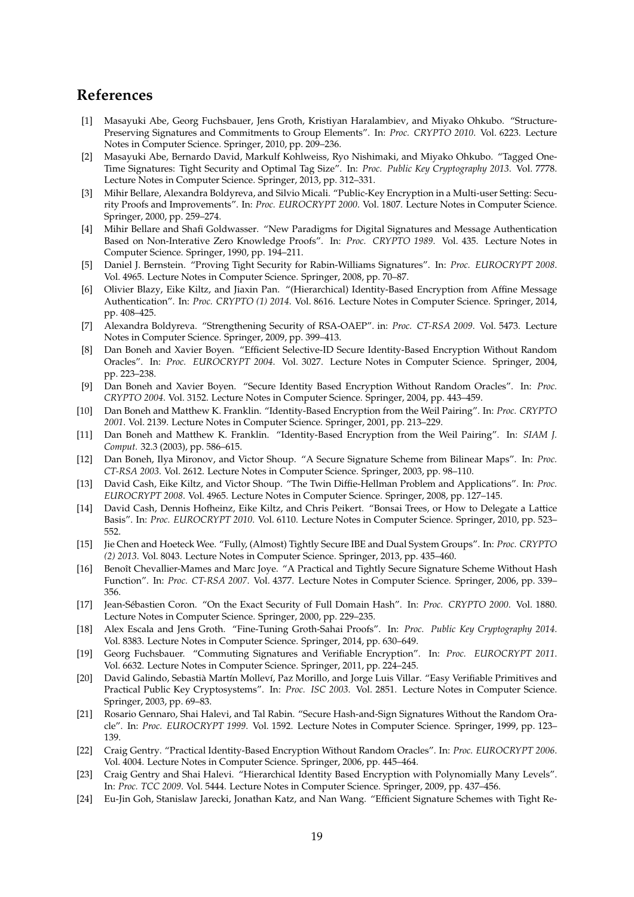## References

- [1] Masayuki Abe, Georg Fuchsbauer, Jens Groth, Kristiyan Haralambiev, and Miyako Ohkubo. "Structure-Preserving Signatures and Commitments to Group Elements". In: *Proc. CRYPTO 2010*. Vol. 6223. Lecture Notes in Computer Science. Springer, 2010, pp. 209–236.
- [2] Masayuki Abe, Bernardo David, Markulf Kohlweiss, Ryo Nishimaki, and Miyako Ohkubo. "Tagged One-Time Signatures: Tight Security and Optimal Tag Size". In: *Proc. Public Key Cryptography 2013*. Vol. 7778. Lecture Notes in Computer Science. Springer, 2013, pp. 312–331.
- [3] Mihir Bellare, Alexandra Boldyreva, and Silvio Micali. "Public-Key Encryption in a Multi-user Setting: Security Proofs and Improvements". In: *Proc. EUROCRYPT 2000*. Vol. 1807. Lecture Notes in Computer Science. Springer, 2000, pp. 259–274.
- [4] Mihir Bellare and Shafi Goldwasser. "New Paradigms for Digital Signatures and Message Authentication Based on Non-Interative Zero Knowledge Proofs". In: *Proc. CRYPTO 1989*. Vol. 435. Lecture Notes in Computer Science. Springer, 1990, pp. 194–211.
- [5] Daniel J. Bernstein. "Proving Tight Security for Rabin-Williams Signatures". In: *Proc. EUROCRYPT 2008*. Vol. 4965. Lecture Notes in Computer Science. Springer, 2008, pp. 70–87.
- [6] Olivier Blazy, Eike Kiltz, and Jiaxin Pan. "(Hierarchical) Identity-Based Encryption from Affine Message Authentication". In: *Proc. CRYPTO (1) 2014*. Vol. 8616. Lecture Notes in Computer Science. Springer, 2014, pp. 408–425.
- [7] Alexandra Boldyreva. "Strengthening Security of RSA-OAEP". in: *Proc. CT-RSA 2009*. Vol. 5473. Lecture Notes in Computer Science. Springer, 2009, pp. 399–413.
- [8] Dan Boneh and Xavier Boyen. "Efficient Selective-ID Secure Identity-Based Encryption Without Random Oracles". In: *Proc. EUROCRYPT 2004*. Vol. 3027. Lecture Notes in Computer Science. Springer, 2004, pp. 223–238.
- [9] Dan Boneh and Xavier Boyen. "Secure Identity Based Encryption Without Random Oracles". In: *Proc. CRYPTO 2004*. Vol. 3152. Lecture Notes in Computer Science. Springer, 2004, pp. 443–459.
- [10] Dan Boneh and Matthew K. Franklin. "Identity-Based Encryption from the Weil Pairing". In: *Proc. CRYPTO 2001*. Vol. 2139. Lecture Notes in Computer Science. Springer, 2001, pp. 213–229.
- [11] Dan Boneh and Matthew K. Franklin. "Identity-Based Encryption from the Weil Pairing". In: *SIAM J. Comput.* 32.3 (2003), pp. 586–615.
- [12] Dan Boneh, Ilya Mironov, and Victor Shoup. "A Secure Signature Scheme from Bilinear Maps". In: *Proc. CT-RSA 2003*. Vol. 2612. Lecture Notes in Computer Science. Springer, 2003, pp. 98–110.
- [13] David Cash, Eike Kiltz, and Victor Shoup. "The Twin Diffie-Hellman Problem and Applications". In: *Proc. EUROCRYPT 2008*. Vol. 4965. Lecture Notes in Computer Science. Springer, 2008, pp. 127–145.
- [14] David Cash, Dennis Hofheinz, Eike Kiltz, and Chris Peikert. "Bonsai Trees, or How to Delegate a Lattice Basis". In: *Proc. EUROCRYPT 2010*. Vol. 6110. Lecture Notes in Computer Science. Springer, 2010, pp. 523–552.
- [15] Jie Chen and Hoeteck Wee. "Fully, (Almost) Tightly Secure IBE and Dual System Groups". In: *Proc. CRYPTO (2) 2013*. Vol. 8043. Lecture Notes in Computer Science. Springer, 2013, pp. 435–460.
- [16] Benoît Chevallier-Mames and Marc Joye. "A Practical and Tightly Secure Signature Scheme Without Hash Function". In: *Proc. CT-RSA 2007*. Vol. 4377. Lecture Notes in Computer Science. Springer, 2006, pp. 339–356.
- [17] Jean-Sébastien Coron. "On the Exact Security of Full Domain Hash". In: *Proc. CRYPTO 2000*. Vol. 1880. Lecture Notes in Computer Science. Springer, 2000, pp. 229–235.
- [18] Alex Escala and Jens Groth. "Fine-Tuning Groth-Sahai Proofs". In: *Proc. Public Key Cryptography 2014*. Vol. 8383. Lecture Notes in Computer Science. Springer, 2014, pp. 630–649.
- [19] Georg Fuchsbauer. "Commuting Signatures and Verifiable Encryption". In: *Proc. EUROCRYPT 2011*. Vol. 6632. Lecture Notes in Computer Science. Springer, 2011, pp. 224–245.
- [20] David Galindo, Sebastià Martín Mollevi, Paz Morillo, and Jorge Luis Villar. "Easy Verifiable Primitives and Practical Public Key Cryptosystems". In: *Proc. ISC 2003*. Vol. 2851. Lecture Notes in Computer Science. Springer, 2003, pp. 69–83.
- [21] Rosario Gennaro, Shai Halevi, and Tal Rabin. "Secure Hash-and-Sign Signatures Without the Random Oracle". In: *Proc. EUROCRYPT 1999*. Vol. 1592. Lecture Notes in Computer Science. Springer, 1999, pp. 123–139.
- [22] Craig Gentry. "Practical Identity-Based Encryption Without Random Oracles". In: *Proc. EUROCRYPT 2006*. Vol. 4004. Lecture Notes in Computer Science. Springer, 2006, pp. 445–464.
- [23] Craig Gentry and Shai Halevi. "Hierarchical Identity Based Encryption with Polynomially Many Levels". In: *Proc. TCC 2009*. Vol. 5444. Lecture Notes in Computer Science. Springer, 2009, pp. 437–456.
- [24] Eu-Jin Goh, Stanislaw Jarecki, Jonathan Katz, and Nan Wang. "Efficient Signature Schemes with Tight Re-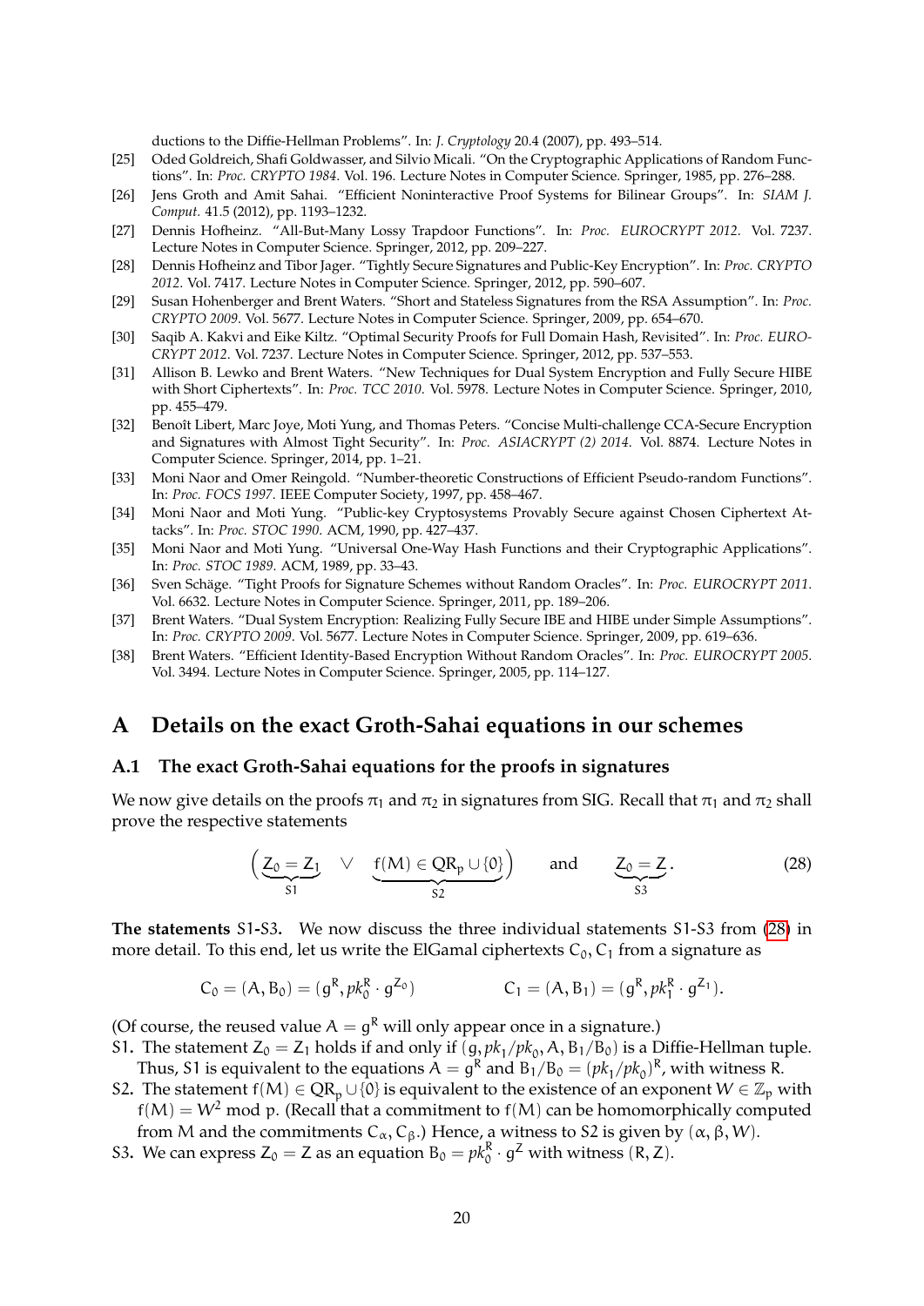ductions to the Diffie-Hellman Problems". In: *J. Cryptology* 20.4 (2007), pp. 493–514.

[25] Oded Goldreich, Shafi Goldwasser, and Silvio Micali. "On the Cryptographic Applications of Random Functions". In: *Proc. CRYPTO 1984*. Vol. 196. Lecture Notes in Computer Science. Springer, 1985, pp. 276–288.

[26] Jens Groth and Amit Sahai. "Efficient Noninteractive Proof Systems for Bilinear Groups". In: *SIAM J. Comput.* 41.5 (2012), pp. 1193–1232.

[27] Dennis Hofheinz. "All-But-Many Lossy Trapdoor Functions". In: *Proc. EUROCRYPT 2012*. Vol. 7237. Lecture Notes in Computer Science. Springer, 2012, pp. 209–227.

[28] Dennis Hofheinz and Tibor Jager. "Tightly Secure Signatures and Public-Key Encryption". In: *Proc. CRYPTO 2012*. Vol. 7417. Lecture Notes in Computer Science. Springer, 2012, pp. 590–607.

[29] Susan Hohenberger and Brent Waters. "Short and Stateless Signatures from the RSA Assumption". In: *Proc. CRYPTO 2009*. Vol. 5677. Lecture Notes in Computer Science. Springer, 2009, pp. 654–670.

[30] Saqib A. Kakvi and Eike Kiltz. "Optimal Security Proofs for Full Domain Hash, Revisited". In: *Proc. EUROCRYPT 2012*. Vol. 7237. Lecture Notes in Computer Science. Springer, 2012, pp. 537–553.

[31] Allison B. Lewko and Brent Waters. "New Techniques for Dual System Encryption and Fully Secure HIBE with Short Ciphertexts". In: *Proc. TCC 2010*. Vol. 5978. Lecture Notes in Computer Science. Springer, 2010, pp. 455–479.

[32] Benoît Libert, Marc Joye, Moti Yung, and Thomas Peters. "Concise Multi-challenge CCA-Secure Encryption and Signatures with Almost Tight Security". In: *Proc. ASIACRYPT (2) 2014*. Vol. 8874. Lecture Notes in Computer Science. Springer, 2014, pp. 1–21.

[33] Moni Naor and Omer Reingold. "Number-theoretic Constructions of Efficient Pseudo-random Functions". In: *Proc. FOCS 1997*. IEEE Computer Society, 1997, pp. 458–467.

[34] Moni Naor and Moti Yung. "Public-key Cryptosystems Provably Secure against Chosen Ciphertext Attacks". In: *Proc. STOC 1990*. ACM, 1990, pp. 427–437.

[35] Moni Naor and Moti Yung. "Universal One-Way Hash Functions and their Cryptographic Applications". In: *Proc. STOC 1989*. ACM, 1989, pp. 33–43.

[36] Sven Schäge. "Tight Proofs for Signature Schemes without Random Oracles". In: *Proc. EUROCRYPT 2011*. Vol. 6632. Lecture Notes in Computer Science. Springer, 2011, pp. 189–206.

[37] Brent Waters. "Dual System Encryption: Realizing Fully Secure IBE and HIBE under Simple Assumptions". In: *Proc. CRYPTO 2009*. Vol. 5677. Lecture Notes in Computer Science. Springer, 2009, pp. 619–636.

[38] Brent Waters. "Efficient Identity-Based Encryption Without Random Oracles". In: *Proc. EUROCRYPT 2005*. Vol. 3494. Lecture Notes in Computer Science. Springer, 2005, pp. 114–127.

# A Details on the exact Groth-Sahai equations in our schemes

## A.1 The exact Groth-Sahai equations for the proofs in signatures

We now give details on the proofs $\pi_1$ and $\pi_2$ in signatures from SIG. Recall that $\pi_1$ and $\pi_2$ shall prove the respective statements

$$\Big(\underbrace{Z_0 = Z_1}_{S1} \quad \vee \quad \underbrace{f(M) \in \mathsf{QR}_p \cup \{0\}}_{S2}\Big) \qquad \text{and} \qquad \underbrace{Z_0 = Z}_{S3}. \tag{28}$$

**The statements** S1**-**S3**.** We now discuss the three individual statements S1-S3 from (28) in more detail. To this end, let us write the ElGamal ciphertexts $C_0, C_1$ from a signature as

$$C_0 = (A, B_0) = (g^R, pk_0^R \cdot g^{Z_0}) \qquad\qquad C_1 = (A, B_1) = (g^R, pk_1^R \cdot g^{Z_1}).$$

(Of course, the reused value $A = g^R$ will only appear once in a signature.)

S1. The statement $Z_0 = Z_1$ holds if and only if $(g, pk_1/pk_0, A, B_1/B_0)$ is a Diffie-Hellman tuple. Thus, S1 is equivalent to the equations $A = g^R$ and $B_1/B_0 = (pk_1/pk_0)^R$, with witness $R$.

S2. The statement $f(M) \in \mathsf{QR}_p \cup \{0\}$ is equivalent to the existence of an exponent $W \in \mathbb{Z}_p$ with $f(M) = W^2 \bmod p$. (Recall that a commitment to $f(M)$ can be homomorphically computed from $M$ and the commitments $C_\alpha, C_\beta$.) Hence, a witness to S2 is given by $(\alpha, \beta, W)$.

S3. We can express $Z_0 = Z$ as an equation $B_0 = pk_0^R \cdot g^Z$ with witness $(R, Z)$.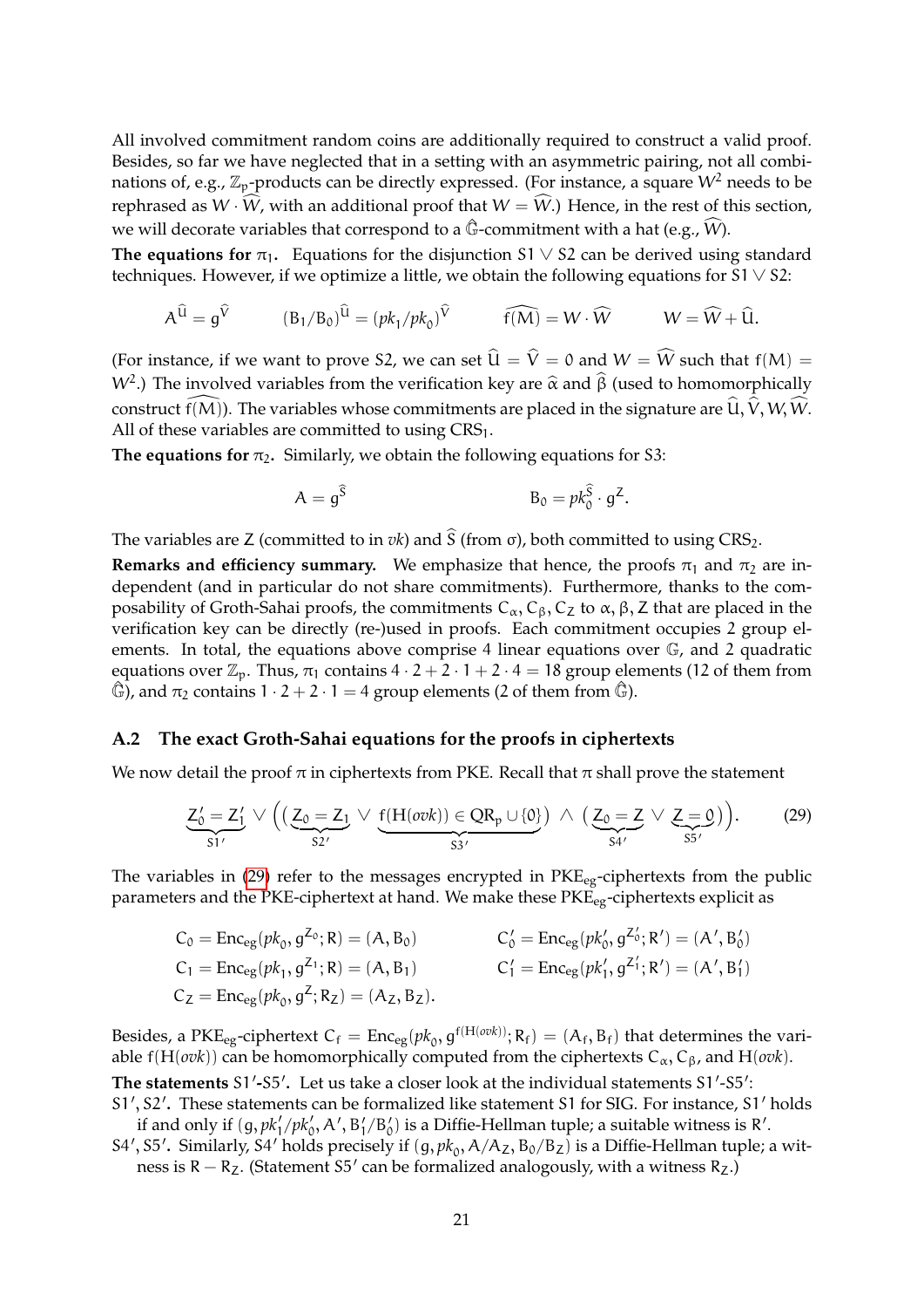All involved commitment random coins are additionally required to construct a valid proof. Besides, so far we have neglected that in a setting with an asymmetric pairing, not all combinations of, e.g., $\mathbb{Z}_p$-products can be directly expressed. (For instance, a square $W^2$ needs to be rephrased as $W \cdot \widehat{W}$, with an additional proof that $W = \widehat{W}$.) Hence, in the rest of this section, we will decorate variables that correspond to a $\hat{\mathbb{G}}$-commitment with a hat (e.g., $\widehat{W}$).

**The equations for $\pi_1$.** Equations for the disjunction $S1 \vee S2$ can be derived using standard techniques. However, if we optimize a little, we obtain the following equations for $S1 \vee S2$:

$$A^{\widehat{U}} = g^{\widehat{V}} \qquad (B_1/B_0)^{\widehat{U}} = (pk_1/pk_0)^{\widehat{V}} \qquad \widehat{f(M)} = W \cdot \widehat{W} \qquad W = \widehat{W} + \widehat{U}.$$

(For instance, if we want to prove S2, we can set $\widehat{U} = \widehat{V} = 0$ and $W = \widehat{W}$ such that $f(M) = W^2$.) The involved variables from the verification key are $\widehat{\alpha}$ and $\widehat{\beta}$ (used to homomorphically construct $\widehat{f(M)}$). The variables whose commitments are placed in the signature are $\widehat{U}, \widehat{V}, W, \widehat{W}$. All of these variables are committed to using $\mathrm{CRS}_1$.

**The equations for $\pi_2$.** Similarly, we obtain the following equations for S3:

$$A = g^{\widehat{S}} \qquad\qquad B_0 = pk_0^{\widehat{S}} \cdot g^{Z}.$$

The variables are $Z$ (committed to in $vk$) and $\widehat{S}$ (from $\sigma$), both committed to using $\mathrm{CRS}_2$.

**Remarks and efficiency summary.** We emphasize that hence, the proofs $\pi_1$ and $\pi_2$ are independent (and in particular do not share commitments). Furthermore, thanks to the composability of Groth-Sahai proofs, the commitments $C_\alpha, C_\beta, C_Z$ to $\alpha, \beta, Z$ that are placed in the verification key can be directly (re-)used in proofs. Each commitment occupies 2 group elements. In total, the equations above comprise 4 linear equations over $\mathbb{G}$, and 2 quadratic equations over $\mathbb{Z}_p$. Thus, $\pi_1$ contains $4 \cdot 2 + 2 \cdot 1 + 2 \cdot 4 = 18$ group elements (12 of them from $\hat{\mathbb{G}}$), and $\pi_2$ contains $1 \cdot 2 + 2 \cdot 1 = 4$ group elements (2 of them from $\hat{\mathbb{G}}$).

### A.2 The exact Groth-Sahai equations for the proofs in ciphertexts

We now detail the proof $\pi$ in ciphertexts from PKE. Recall that $\pi$ shall prove the statement

$$\underbrace{Z_0' = Z_1'}_{S1'} \vee \Big( \big( \underbrace{Z_0 = Z_1}_{S2'} \vee \underbrace{f(H(ovk)) \in \mathrm{QR}_p \cup \{0\}}_{S3'} \big) \wedge \big( \underbrace{Z_0 = Z}_{S4'} \vee \underbrace{Z = 0}_{S5'} \big) \Big). \tag{29}$$

The variables in (29) refer to the messages encrypted in $\mathrm{PKE_{eg}}$-ciphertexts from the public parameters and the PKE-ciphertext at hand. We make these $\mathrm{PKE_{eg}}$-ciphertexts explicit as

$$C_0 = \mathrm{Enc_{eg}}(pk_0, g^{Z_0}; R) = (A, B_0) \qquad C_0' = \mathrm{Enc_{eg}}(pk_0', g^{Z_0'}; R') = (A', B_0')$$
$$C_1 = \mathrm{Enc_{eg}}(pk_1, g^{Z_1}; R) = (A, B_1) \qquad C_1' = \mathrm{Enc_{eg}}(pk_1', g^{Z_1'}; R') = (A', B_1')$$
$$C_Z = \mathrm{Enc_{eg}}(pk_0, g^{Z}; R_Z) = (A_Z, B_Z).$$

Besides, a $\mathrm{PKE_{eg}}$-ciphertext $C_f = \mathrm{Enc_{eg}}(pk_0, g^{f(H(ovk))}; R_f) = (A_f, B_f)$ that determines the variable $f(H(ovk))$ can be homomorphically computed from the ciphertexts $C_\alpha, C_\beta$, and $H(ovk)$.

**The statements $S1'$-$S5'$.** Let us take a closer look at the individual statements $S1'$-$S5'$:

- $S1', S2'$. These statements can be formalized like statement S1 for SIG. For instance, $S1'$ holds if and only if $(g, pk_1'/pk_0', A', B_1'/B_0')$ is a Diffie-Hellman tuple; a suitable witness is $R'$.
- $S4', S5'$. Similarly, $S4'$ holds precisely if $(g, pk_0, A/A_Z, B_0/B_Z)$ is a Diffie-Hellman tuple; a witness is $R - R_Z$. (Statement $S5'$ can be formalized analogously, with a witness $R_Z$.)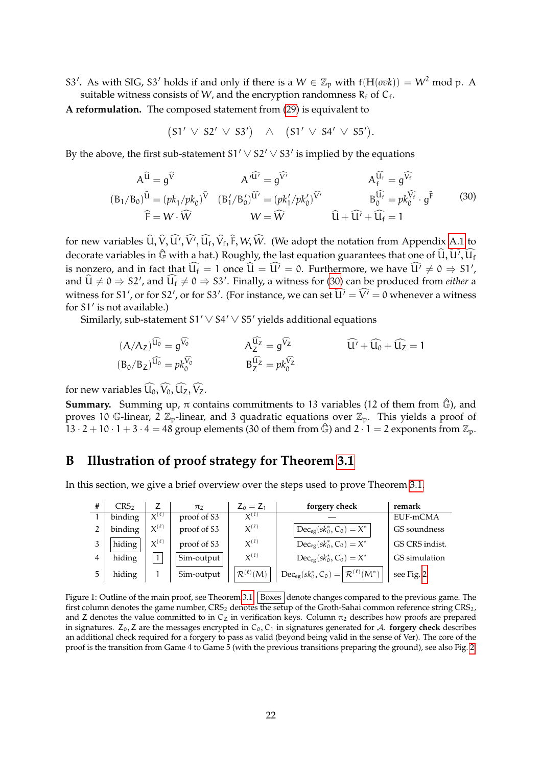S3′. As with SIG, S3′ holds if and only if there is a $W \in \mathbb{Z}_p$ with $f(H(ovk)) = W^2 \bmod p$. A suitable witness consists of $W$, and the encryption randomness $R_f$ of $C_f$.

**A reformulation.** The composed statement from (29) is equivalent to

$$\big(S1' \vee S2' \vee S3'\big) \quad \wedge \quad \big(S1' \vee S4' \vee S5'\big).$$

By the above, the first sub-statement $S1' \vee S2' \vee S3'$ is implied by the equations

$$\begin{array}{ccc} A^{\widehat{U}} = g^{\widehat{V}} & A'^{\widehat{U'}} = g^{\widehat{V'}} & A_f^{\widehat{U_f}} = g^{\widehat{V_f}} \\ (B_1/B_0)^{\widehat{U}} = (pk_1/pk_0)^{\widehat{V}} & (B_1'/B_0')^{\widehat{U'}} = (pk_1'/pk_0')^{\widehat{V'}} & B_0^{\widehat{U_f}} = pk_0^{\widehat{V_f}} \cdot g^{\widehat{F}} \\ \widehat{F} = W \cdot \widehat{W} & W = \widehat{W} & \widehat{U} + \widehat{U'} + \widehat{U_f} = 1 \end{array} \tag{30}$$

for new variables $\widehat{U}, \widehat{V}, \widehat{U'}, \widehat{V'}, \widehat{U_f}, \widehat{V_f}, \widehat{F}, W, \widehat{W}$. (We adopt the notation from Appendix A.1 to decorate variables in $\widehat{\mathbb{G}}$ with a hat.) Roughly, the last equation guarantees that one of $\widehat{U}, \widehat{U'}, \widehat{U_f}$ is nonzero, and in fact that $\widehat{U_f} = 1$ once $\widehat{U} = \widehat{U'} = 0$. Furthermore, we have $\widehat{U'} \neq 0 \Rightarrow S1'$, and $\widehat{U} \neq 0 \Rightarrow S2'$, and $\widehat{U_f} \neq 0 \Rightarrow S3'$. Finally, a witness for (30) can be produced from *either* a witness for S1′, or for S2′, or for S3′. (For instance, we can set $\widehat{U'} = \widehat{V'} = 0$ whenever a witness for S1′ is not available.)

Similarly, sub-statement $S1' \vee S4' \vee S5'$ yields additional equations

$$\begin{array}{ccc} (A/A_Z)^{\widehat{U_0}} = g^{\widehat{V_0}} & A_Z^{\widehat{U_Z}} = g^{\widehat{V_Z}} & \widehat{U'} + \widehat{U_0} + \widehat{U_Z} = 1 \\ (B_0/B_Z)^{\widehat{U_0}} = pk_0^{\widehat{V_0}} & B_Z^{\widehat{U_Z}} = pk_0^{\widehat{V_Z}} & \end{array}$$

for new variables $\widehat{U_0}, \widehat{V_0}, \widehat{U_Z}, \widehat{V_Z}$.

**Summary.** Summing up, $\pi$ contains commitments to 13 variables (12 of them from $\widehat{\mathbb{G}}$), and proves 10 $\mathbb{G}$-linear, 2 $\mathbb{Z}_p$-linear, and 3 quadratic equations over $\mathbb{Z}_p$. This yields a proof of $13 \cdot 2 + 10 \cdot 1 + 3 \cdot 4 = 48$ group elements (30 of them from $\widehat{\mathbb{G}}$) and $2 \cdot 1 = 2$ exponents from $\mathbb{Z}_p$.

## B Illustration of proof strategy for Theorem 3.1

In this section, we give a brief overview over the steps used to prove Theorem 3.1.

| # | $CRS_2$ | Z | $\pi_2$ | $Z_0 = Z_1$ | forgery check | remark |
|---|---|---|---|---|---|---|
| 1 | binding | $X^{(\ell)}$ | proof of S3 | $X^{(\ell)}$ | — | EUF-mCMA |
| 2 | binding | $X^{(\ell)}$ | proof of S3 | $X^{(\ell)}$ | $\boxed{\mathrm{Dec}_{eg}(sk_0^*, C_0) = X^*}$ | GS soundness |
| 3 | $\boxed{\text{hiding}}$ | $X^{(\ell)}$ | proof of S3 | $X^{(\ell)}$ | $\mathrm{Dec}_{eg}(sk_0^*, C_0) = X^*$ | GS CRS indist. |
| 4 | hiding | $\boxed{1}$ | $\boxed{\text{Sim-output}}$ | $X^{(\ell)}$ | $\mathrm{Dec}_{eg}(sk_0^*, C_0) = X^*$ | GS simulation |
| 5 | hiding | 1 | Sim-output | $\boxed{\mathcal{R}^{(\ell)}(M)}$ | $\mathrm{Dec}_{eg}(sk_0^*, C_0) = \boxed{\mathcal{R}^{(\ell)}(M^*)}$ | see Fig. 2 |

Figure 1: Outline of the main proof, see Theorem 3.1. Boxes denote changes compared to the previous game. The first column denotes the game number, $CRS_2$ denotes the setup of the Groth-Sahai common reference string $CRS_2$, and Z denotes the value committed to in $C_Z$ in verification keys. Column $\pi_2$ describes how proofs are prepared in signatures. $Z_0, Z$ are the messages encrypted in $C_0, C_1$ in signatures generated for $\mathcal{A}$. **forgery check** describes an additional check required for a forgery to pass as valid (beyond being valid in the sense of Ver). The core of the proof is the transition from Game 4 to Game 5 (with the previous transitions preparing the ground), see also Fig. 2.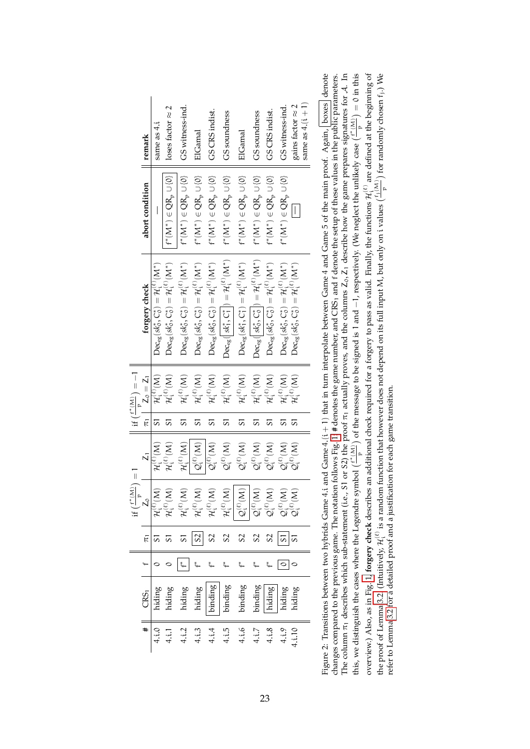| # | $\mathsf{CRS}_1$ | f | $\pi_1$ | if $\left(\frac{f^*(M)}{p}\right) = 1$ $Z_0$ | $Z_1$ | if $\left(\frac{f^*(M)}{p}\right) = -1$ $\pi_1$ | $Z_0 = Z_1$ | forgery check | abort condition | remark |
|---|---|---|---|---|---|---|---|---|---|---|
| 4.i.0 | hiding | 0 | S1 | $\mathcal{H}_i^{(\ell)}(M)$ | $\mathcal{H}_i^{(\ell)}(M)$ | S1 | $\mathcal{H}_i^{(\ell)}(M)$ | $\mathsf{Dec}_{eg}(sk_0^*, C_0^*) = \mathcal{H}_i^{(\ell)}(M^*)$ | — | same as 4.i |
| 4.i.1 | hiding | 0 | S1 | $\mathcal{H}_i^{(\ell)}(M)$ | $\mathcal{H}_i^{(\ell)}(M)$ | S1 | $\mathcal{H}_i^{(\ell)}(M)$ | $\mathsf{Dec}_{eg}(sk_0^*, C_0^*) = \mathcal{H}_i^{(\ell)}(M^*)$ | $\boxed{f^*(M^*) \in \mathrm{QR}_p \cup \{0\}}$ | loses factor $\approx 2$ |
| 4.i.2 | hiding | $\boxed{f^*}$ | S1 | $\mathcal{H}_i^{(\ell)}(M)$ | $\mathcal{H}_i^{(\ell)}(M)$ | S1 | $\mathcal{H}_i^{(\ell)}(M)$ | $\mathsf{Dec}_{eg}(sk_0^*, C_0^*) = \mathcal{H}_i^{(\ell)}(M^*)$ | $f^*(M^*) \in \mathrm{QR}_p \cup \{0\}$ | GS witness-ind. |
| 4.i.3 | hiding | $f^*$ | $\boxed{S2}$ | $\mathcal{H}_i^{(\ell)}(M)$ | $\boxed{\mathcal{Q}_i^{(\ell)}(M)}$ | S1 | $\mathcal{H}_i^{(\ell)}(M)$ | $\mathsf{Dec}_{eg}(sk_0^*, C_0^*) = \mathcal{H}_i^{(\ell)}(M^*)$ | $f^*(M^*) \in \mathrm{QR}_p \cup \{0\}$ | ElGamal |
| 4.i.4 | $\boxed{\text{binding}}$ | $f^*$ | S2 | $\mathcal{H}_i^{(\ell)}(M)$ | $\mathcal{Q}_i^{(\ell)}(M)$ | S1 | $\mathcal{H}_i^{(\ell)}(M)$ | $\mathsf{Dec}_{eg}(sk_0^*, C_0^*) = \mathcal{H}_i^{(\ell)}(M^*)$ | $f^*(M^*) \in \mathrm{QR}_p \cup \{0\}$ | GS CRS indist. |
| 4.i.5 | binding | $f^*$ | S2 | $\mathcal{H}_i^{(\ell)}(M)$ | $\mathcal{Q}_i^{(\ell)}(M)$ | S1 | $\mathcal{H}_i^{(\ell)}(M)$ | $\mathsf{Dec}_{eg}(\boxed{sk_1^*, C_1^*}) = \mathcal{H}_i^{(\ell)}(M^*)$ | $f^*(M^*) \in \mathrm{QR}_p \cup \{0\}$ | GS soundness |
| 4.i.6 | binding | $f^*$ | S2 | $\boxed{\mathcal{Q}_i^{(\ell)}(M)}$ | $\mathcal{Q}_i^{(\ell)}(M)$ | S1 | $\mathcal{H}_i^{(\ell)}(M)$ | $\mathsf{Dec}_{eg}(sk_1^*, C_1^*) = \mathcal{H}_i^{(\ell)}(M^*)$ | $f^*(M^*) \in \mathrm{QR}_p \cup \{0\}$ | ElGamal |
| 4.i.7 | binding | $f^*$ | S2 | $\mathcal{Q}_i^{(\ell)}(M)$ | $\mathcal{Q}_i^{(\ell)}(M)$ | S1 | $\mathcal{H}_i^{(\ell)}(M)$ | $\mathsf{Dec}_{eg}(\boxed{sk_0^*, C_0^*}) = \mathcal{H}_i^{(\ell)}(M^*)$ | $f^*(M^*) \in \mathrm{QR}_p \cup \{0\}$ | GS soundness |
| 4.i.8 | $\boxed{\text{hiding}}$ | $f^*$ | S2 | $\mathcal{Q}_i^{(\ell)}(M)$ | $\mathcal{Q}_i^{(\ell)}(M)$ | S1 | $\mathcal{H}_i^{(\ell)}(M)$ | $\mathsf{Dec}_{eg}(sk_0^*, C_0^*) = \mathcal{H}_i^{(\ell)}(M^*)$ | $f^*(M^*) \in \mathrm{QR}_p \cup \{0\}$ | GS CRS indist. |
| 4.i.9 | hiding | $\boxed{0}$ | $\boxed{S1}$ | $\mathcal{Q}_i^{(\ell)}(M)$ | $\mathcal{Q}_i^{(\ell)}(M)$ | S1 | $\mathcal{H}_i^{(\ell)}(M)$ | $\mathsf{Dec}_{eg}(sk_0^*, C_0^*) = \mathcal{H}_i^{(\ell)}(M^*)$ | $f^*(M^*) \in \mathrm{QR}_p \cup \{0\}$ | GS witness-ind. |
| 4.i.10 | hiding | 0 | S1 | $\mathcal{Q}_i^{(\ell)}(M)$ | $\mathcal{Q}_i^{(\ell)}(M)$ | S1 | $\mathcal{H}_i^{(\ell)}(M)$ | $\mathsf{Dec}_{eg}(sk_0^*, C_0^*) = \mathcal{H}_i^{(\ell)}(M^*)$ | $\boxed{—}$ | gains factor $\approx 2$ same as 4.(i+1) |

Figure 2: Transitions between two hybrids Game 4.i and Game 4.(i + 1) that in turn interpolate between Game 4 and Game 5 of the main proof. Again, $\boxed{\text{boxes}}$ denote changes compared to the previous game. The notation follows Fig. 1: # denotes the game number, and $\mathsf{CRS}_1$ and f denote the setup of these values in the public parameters. The column $\pi_1$ describes which sub-statement (i.e., S1 or S2) the proof $\pi_1$ actually proves, and the columns $Z_0, Z_1$ describe how the game prepares signatures for $\mathcal{A}$. In this, we distinguish the cases where the Legendre symbol $\left(\frac{f^*(M)}{p}\right)$ of the message to be signed is 1 and −1, respectively. (We neglect the unlikely case $\left(\frac{f^*(M)}{p}\right) = 0$ in this overview.) Also, as in Fig. 1, **forgery check** describes an additional check required for a forgery to pass as valid. Finally, the functions $\mathcal{H}_i^{(\ell)}$ are defined at the beginning of the proof of Lemma 3.2. (Intuitively, $\mathcal{H}_i^{(\ell)}$ is a random function that however does not depend on its full input M, but only on i values $\left(\frac{f_j(M)}{p}\right)$ for randomly chosen $f_j$.) We refer to Lemma 3.2 for a detailed proof and a justification for each game transition.